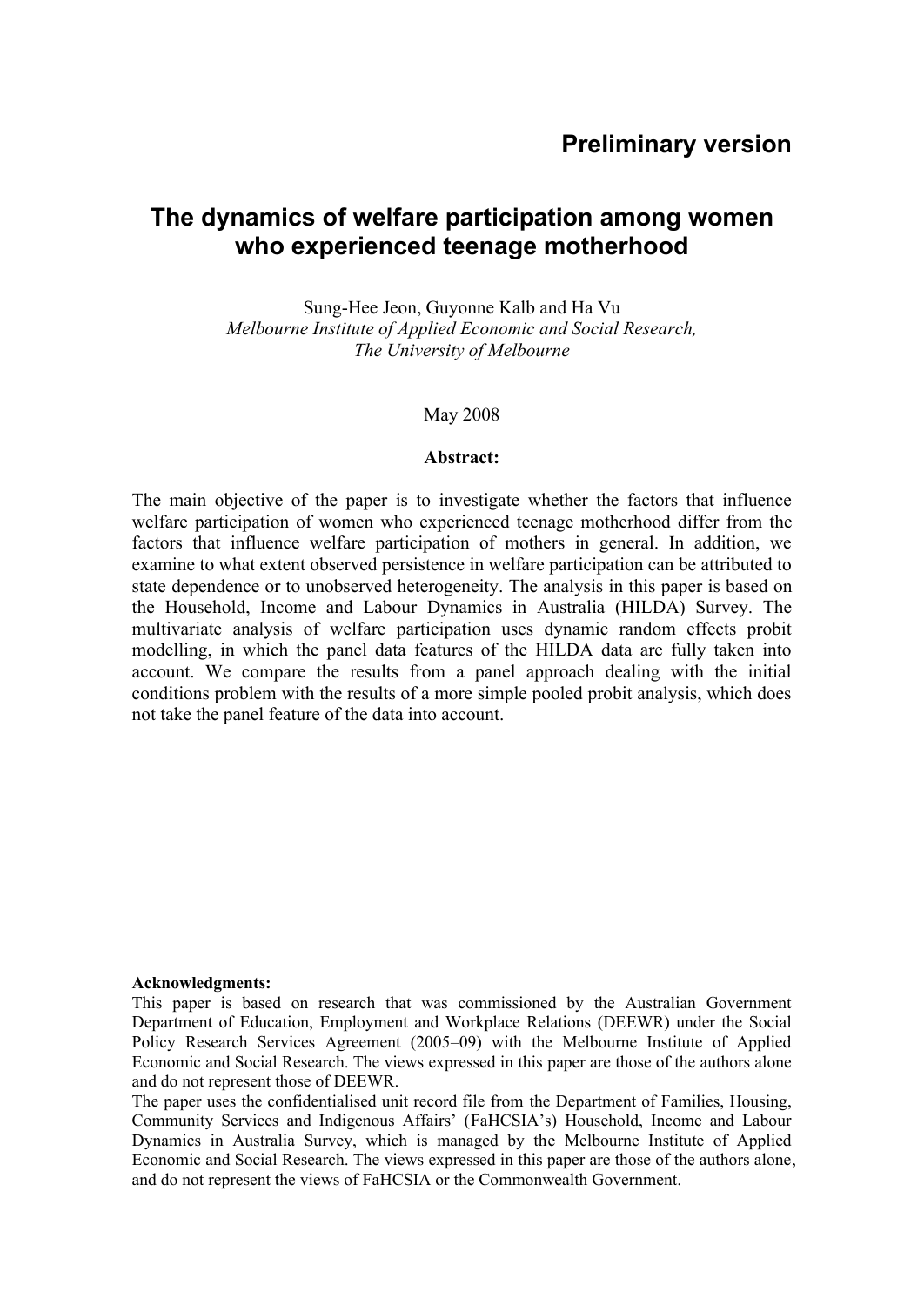**Preliminary version**

# The dynamics of welfare participation among women who experienced teenage motherhood

Sung-Hee Jeon, Guyonne Kalb and Ha Vu

*Melbourne Institute of Applied Economic and Social Research, The University of Melbourne*

May 2008

**Abstract:**

The main objective of the paper is to investigate whether the factors that influence welfare participation of women who experienced teenage motherhood differ from the factors that influence welfare participation of mothers in general. In addition, we examine to what extent observed persistence in welfare participation can be attributed to state dependence or to unobserved heterogeneity. The analysis in this paper is based on the Household, Income and Labour Dynamics in Australia (HILDA) Survey. The multivariate analysis of welfare participation uses dynamic random effects probit modelling, in which the panel data features of the HILDA data are fully taken into account. We compare the results from a panel approach dealing with the initial conditions problem with the results of a more simple pooled probit analysis, which does not take the panel feature of the data into account.

**Acknowledgments:**

This paper is based on research that was commissioned by the Australian Government Department of Education, Employment and Workplace Relations (DEEWR) under the Social Policy Research Services Agreement (2005–09) with the Melbourne Institute of Applied Economic and Social Research. The views expressed in this paper are those of the authors alone and do not represent those of DEEWR.

The paper uses the confidentialised unit record file from the Department of Families, Housing, Community Services and Indigenous Affairs' (FaHCSIA's) Household, Income and Labour Dynamics in Australia Survey, which is managed by the Melbourne Institute of Applied Economic and Social Research. The views expressed in this paper are those of the authors alone, and do not represent the views of FaHCSIA or the Commonwealth Government.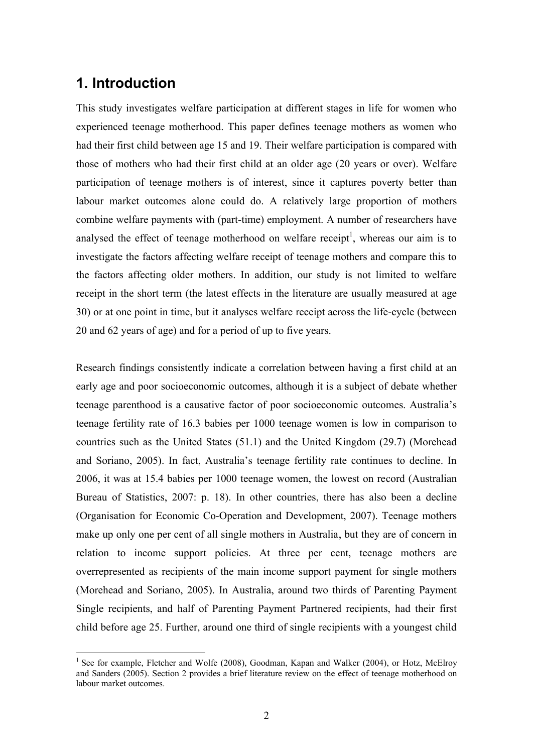## 1. Introduction

This study investigates welfare participation at different stages in life for women who experienced teenage motherhood. This paper defines teenage mothers as women who had their first child between age 15 and 19. Their welfare participation is compared with those of mothers who had their first child at an older age (20 years or over). Welfare participation of teenage mothers is of interest, since it captures poverty better than labour market outcomes alone could do. A relatively large proportion of mothers combine welfare payments with (part-time) employment. A number of researchers have analysed the effect of teenage motherhood on welfare receipt[1], whereas our aim is to investigate the factors affecting welfare receipt of teenage mothers and compare this to the factors affecting older mothers. In addition, our study is not limited to welfare receipt in the short term (the latest effects in the literature are usually measured at age 30) or at one point in time, but it analyses welfare receipt across the life-cycle (between 20 and 62 years of age) and for a period of up to five years.

Research findings consistently indicate a correlation between having a first child at an early age and poor socioeconomic outcomes, although it is a subject of debate whether teenage parenthood is a causative factor of poor socioeconomic outcomes. Australia's teenage fertility rate of 16.3 babies per 1000 teenage women is low in comparison to countries such as the United States (51.1) and the United Kingdom (29.7) (Morehead and Soriano, 2005). In fact, Australia's teenage fertility rate continues to decline. In 2006, it was at 15.4 babies per 1000 teenage women, the lowest on record (Australian Bureau of Statistics, 2007: p. 18). In other countries, there has also been a decline (Organisation for Economic Co-Operation and Development, 2007). Teenage mothers make up only one per cent of all single mothers in Australia, but they are of concern in relation to income support policies. At three per cent, teenage mothers are overrepresented as recipients of the main income support payment for single mothers (Morehead and Soriano, 2005). In Australia, around two thirds of Parenting Payment Single recipients, and half of Parenting Payment Partnered recipients, had their first child before age 25. Further, around one third of single recipients with a youngest child

[1] See for example, Fletcher and Wolfe (2008), Goodman, Kapan and Walker (2004), or Hotz, McElroy and Sanders (2005). Section 2 provides a brief literature review on the effect of teenage motherhood on labour market outcomes.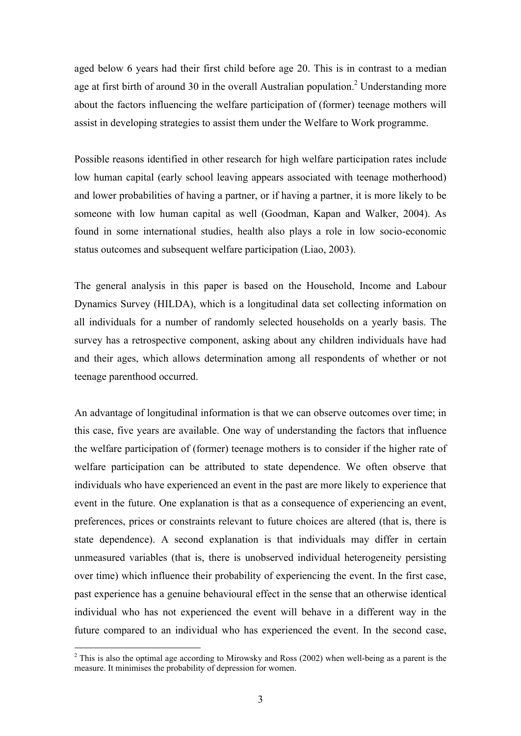aged below 6 years had their first child before age 20. This is in contrast to a median age at first birth of around 30 in the overall Australian population.[2] Understanding more about the factors influencing the welfare participation of (former) teenage mothers will assist in developing strategies to assist them under the Welfare to Work programme.

Possible reasons identified in other research for high welfare participation rates include low human capital (early school leaving appears associated with teenage motherhood) and lower probabilities of having a partner, or if having a partner, it is more likely to be someone with low human capital as well (Goodman, Kapan and Walker, 2004). As found in some international studies, health also plays a role in low socio-economic status outcomes and subsequent welfare participation (Liao, 2003).

The general analysis in this paper is based on the Household, Income and Labour Dynamics Survey (HILDA), which is a longitudinal data set collecting information on all individuals for a number of randomly selected households on a yearly basis. The survey has a retrospective component, asking about any children individuals have had and their ages, which allows determination among all respondents of whether or not teenage parenthood occurred.

An advantage of longitudinal information is that we can observe outcomes over time; in this case, five years are available. One way of understanding the factors that influence the welfare participation of (former) teenage mothers is to consider if the higher rate of welfare participation can be attributed to state dependence. We often observe that individuals who have experienced an event in the past are more likely to experience that event in the future. One explanation is that as a consequence of experiencing an event, preferences, prices or constraints relevant to future choices are altered (that is, there is state dependence). A second explanation is that individuals may differ in certain unmeasured variables (that is, there is unobserved individual heterogeneity persisting over time) which influence their probability of experiencing the event. In the first case, past experience has a genuine behavioural effect in the sense that an otherwise identical individual who has not experienced the event will behave in a different way in the future compared to an individual who has experienced the event. In the second case,

[2] This is also the optimal age according to Mirowsky and Ross (2002) when well-being as a parent is the measure. It minimises the probability of depression for women.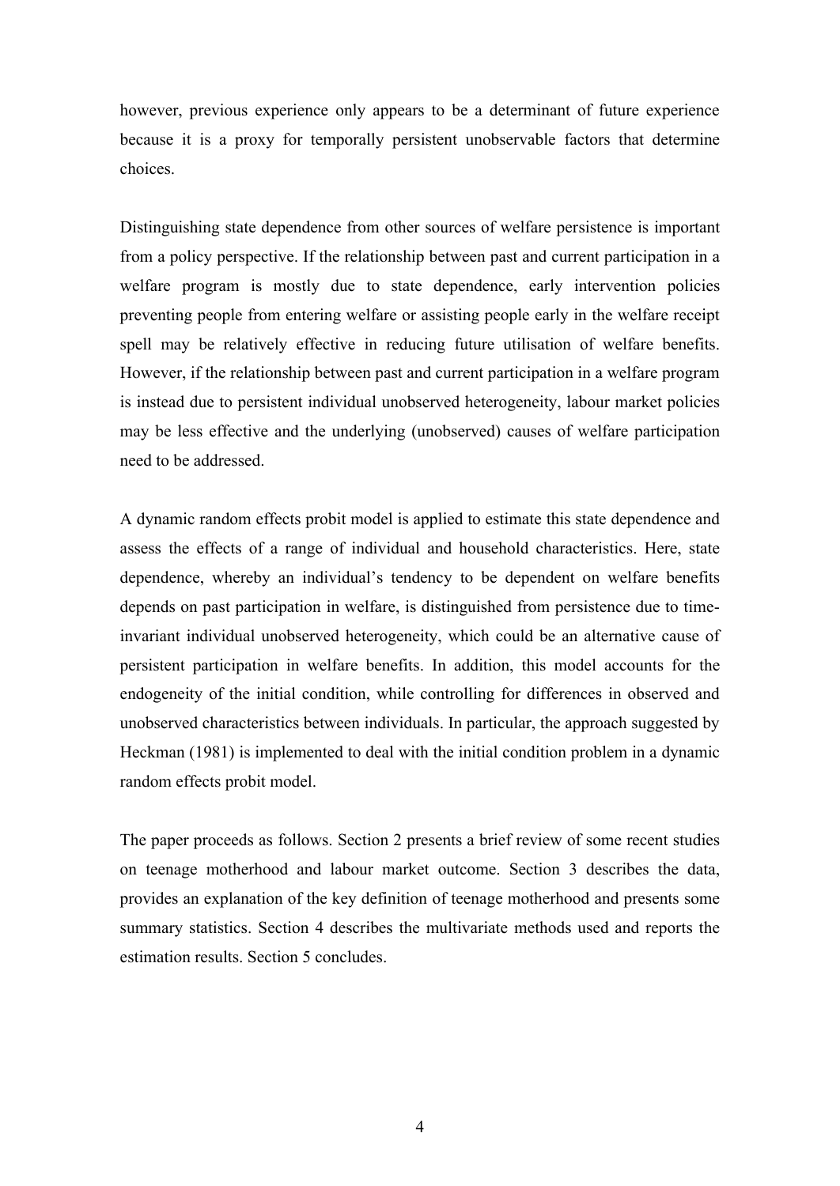however, previous experience only appears to be a determinant of future experience because it is a proxy for temporally persistent unobservable factors that determine choices.

Distinguishing state dependence from other sources of welfare persistence is important from a policy perspective. If the relationship between past and current participation in a welfare program is mostly due to state dependence, early intervention policies preventing people from entering welfare or assisting people early in the welfare receipt spell may be relatively effective in reducing future utilisation of welfare benefits. However, if the relationship between past and current participation in a welfare program is instead due to persistent individual unobserved heterogeneity, labour market policies may be less effective and the underlying (unobserved) causes of welfare participation need to be addressed.

A dynamic random effects probit model is applied to estimate this state dependence and assess the effects of a range of individual and household characteristics. Here, state dependence, whereby an individual's tendency to be dependent on welfare benefits depends on past participation in welfare, is distinguished from persistence due to time-invariant individual unobserved heterogeneity, which could be an alternative cause of persistent participation in welfare benefits. In addition, this model accounts for the endogeneity of the initial condition, while controlling for differences in observed and unobserved characteristics between individuals. In particular, the approach suggested by Heckman (1981) is implemented to deal with the initial condition problem in a dynamic random effects probit model.

The paper proceeds as follows. Section 2 presents a brief review of some recent studies on teenage motherhood and labour market outcome. Section 3 describes the data, provides an explanation of the key definition of teenage motherhood and presents some summary statistics. Section 4 describes the multivariate methods used and reports the estimation results. Section 5 concludes.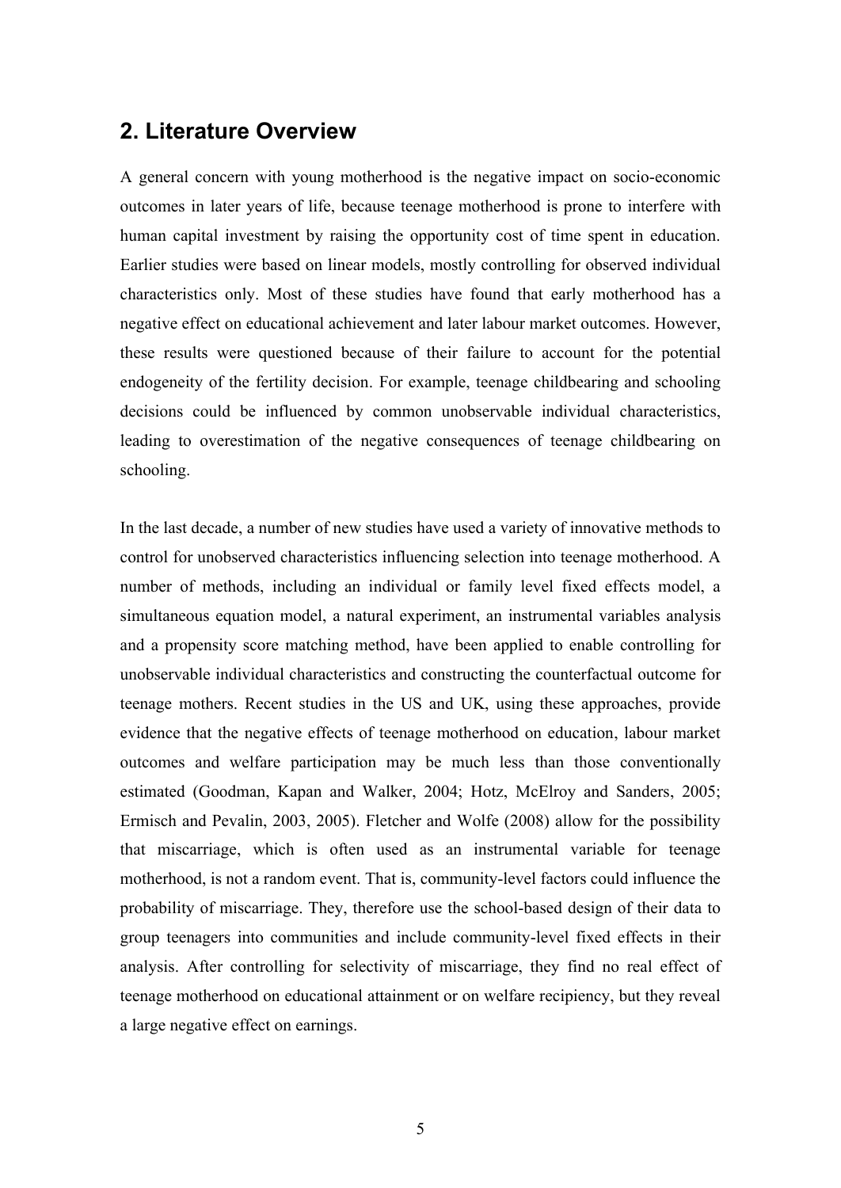## 2. Literature Overview

A general concern with young motherhood is the negative impact on socio-economic outcomes in later years of life, because teenage motherhood is prone to interfere with human capital investment by raising the opportunity cost of time spent in education. Earlier studies were based on linear models, mostly controlling for observed individual characteristics only. Most of these studies have found that early motherhood has a negative effect on educational achievement and later labour market outcomes. However, these results were questioned because of their failure to account for the potential endogeneity of the fertility decision. For example, teenage childbearing and schooling decisions could be influenced by common unobservable individual characteristics, leading to overestimation of the negative consequences of teenage childbearing on schooling.

In the last decade, a number of new studies have used a variety of innovative methods to control for unobserved characteristics influencing selection into teenage motherhood. A number of methods, including an individual or family level fixed effects model, a simultaneous equation model, a natural experiment, an instrumental variables analysis and a propensity score matching method, have been applied to enable controlling for unobservable individual characteristics and constructing the counterfactual outcome for teenage mothers. Recent studies in the US and UK, using these approaches, provide evidence that the negative effects of teenage motherhood on education, labour market outcomes and welfare participation may be much less than those conventionally estimated (Goodman, Kapan and Walker, 2004; Hotz, McElroy and Sanders, 2005; Ermisch and Pevalin, 2003, 2005). Fletcher and Wolfe (2008) allow for the possibility that miscarriage, which is often used as an instrumental variable for teenage motherhood, is not a random event. That is, community-level factors could influence the probability of miscarriage. They, therefore use the school-based design of their data to group teenagers into communities and include community-level fixed effects in their analysis. After controlling for selectivity of miscarriage, they find no real effect of teenage motherhood on educational attainment or on welfare recipiency, but they reveal a large negative effect on earnings.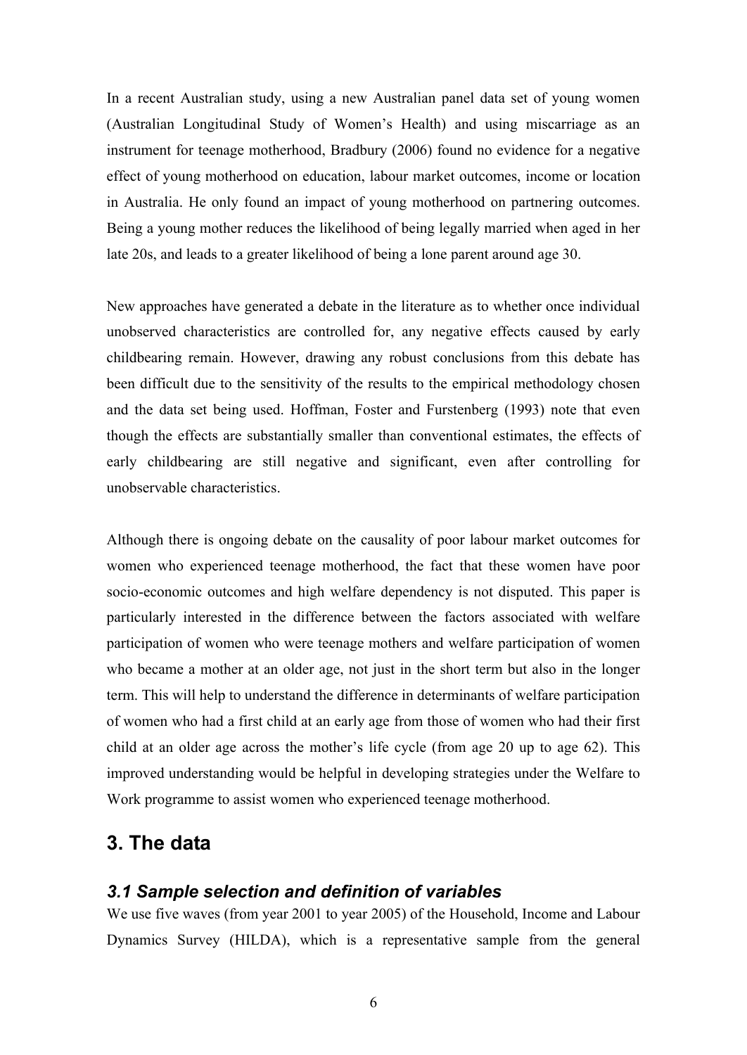In a recent Australian study, using a new Australian panel data set of young women (Australian Longitudinal Study of Women's Health) and using miscarriage as an instrument for teenage motherhood, Bradbury (2006) found no evidence for a negative effect of young motherhood on education, labour market outcomes, income or location in Australia. He only found an impact of young motherhood on partnering outcomes. Being a young mother reduces the likelihood of being legally married when aged in her late 20s, and leads to a greater likelihood of being a lone parent around age 30.

New approaches have generated a debate in the literature as to whether once individual unobserved characteristics are controlled for, any negative effects caused by early childbearing remain. However, drawing any robust conclusions from this debate has been difficult due to the sensitivity of the results to the empirical methodology chosen and the data set being used. Hoffman, Foster and Furstenberg (1993) note that even though the effects are substantially smaller than conventional estimates, the effects of early childbearing are still negative and significant, even after controlling for unobservable characteristics.

Although there is ongoing debate on the causality of poor labour market outcomes for women who experienced teenage motherhood, the fact that these women have poor socio-economic outcomes and high welfare dependency is not disputed. This paper is particularly interested in the difference between the factors associated with welfare participation of women who were teenage mothers and welfare participation of women who became a mother at an older age, not just in the short term but also in the longer term. This will help to understand the difference in determinants of welfare participation of women who had a first child at an early age from those of women who had their first child at an older age across the mother's life cycle (from age 20 up to age 62). This improved understanding would be helpful in developing strategies under the Welfare to Work programme to assist women who experienced teenage motherhood.

## 3. The data

### *3.1 Sample selection and definition of variables*

We use five waves (from year 2001 to year 2005) of the Household, Income and Labour Dynamics Survey (HILDA), which is a representative sample from the general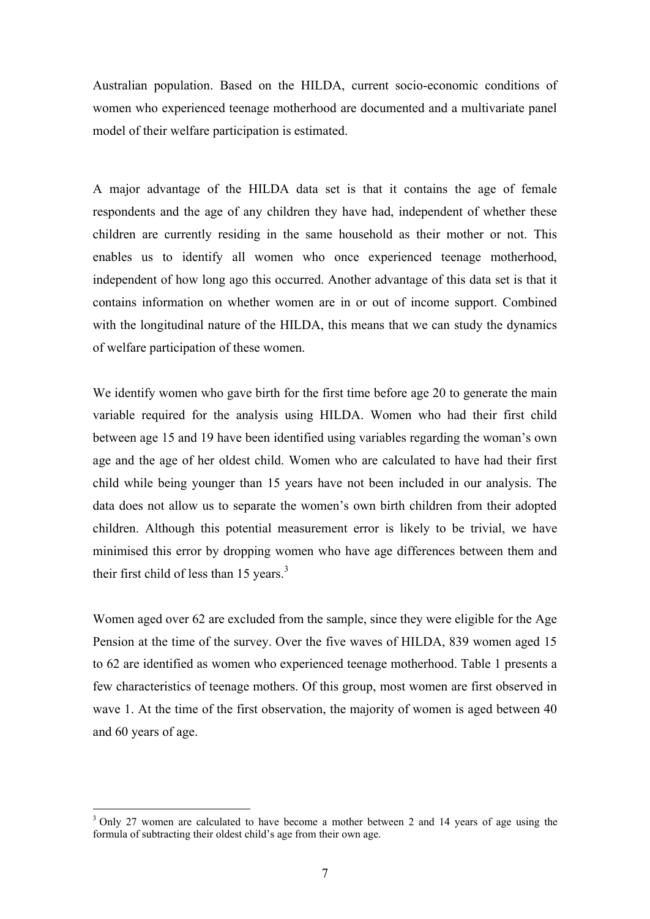Australian population. Based on the HILDA, current socio-economic conditions of women who experienced teenage motherhood are documented and a multivariate panel model of their welfare participation is estimated.

A major advantage of the HILDA data set is that it contains the age of female respondents and the age of any children they have had, independent of whether these children are currently residing in the same household as their mother or not. This enables us to identify all women who once experienced teenage motherhood, independent of how long ago this occurred. Another advantage of this data set is that it contains information on whether women are in or out of income support. Combined with the longitudinal nature of the HILDA, this means that we can study the dynamics of welfare participation of these women.

We identify women who gave birth for the first time before age 20 to generate the main variable required for the analysis using HILDA. Women who had their first child between age 15 and 19 have been identified using variables regarding the woman's own age and the age of her oldest child. Women who are calculated to have had their first child while being younger than 15 years have not been included in our analysis. The data does not allow us to separate the women's own birth children from their adopted children. Although this potential measurement error is likely to be trivial, we have minimised this error by dropping women who have age differences between them and their first child of less than 15 years.[3]

Women aged over 62 are excluded from the sample, since they were eligible for the Age Pension at the time of the survey. Over the five waves of HILDA, 839 women aged 15 to 62 are identified as women who experienced teenage motherhood. Table 1 presents a few characteristics of teenage mothers. Of this group, most women are first observed in wave 1. At the time of the first observation, the majority of women is aged between 40 and 60 years of age.

[3] Only 27 women are calculated to have become a mother between 2 and 14 years of age using the formula of subtracting their oldest child's age from their own age.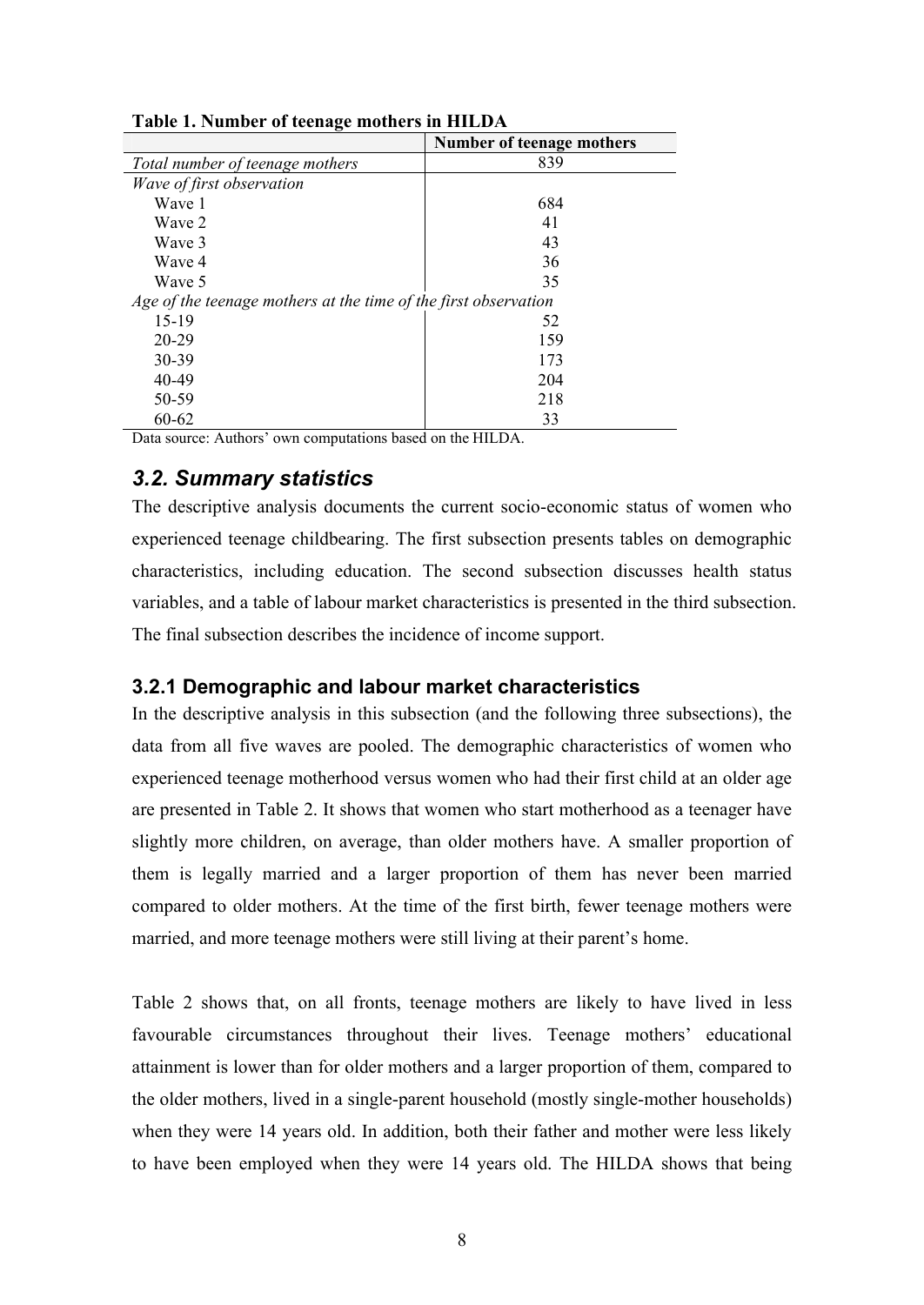**Table 1. Number of teenage mothers in HILDA**

| | Number of teenage mothers |
|---|---|
| *Total number of teenage mothers* | 839 |
| *Wave of first observation* | |
| Wave 1 | 684 |
| Wave 2 | 41 |
| Wave 3 | 43 |
| Wave 4 | 36 |
| Wave 5 | 35 |
| *Age of the teenage mothers at the time of the first observation* | |
| 15-19 | 52 |
| 20-29 | 159 |
| 30-39 | 173 |
| 40-49 | 204 |
| 50-59 | 218 |
| 60-62 | 33 |

Data source: Authors' own computations based on the HILDA.

### *3.2. Summary statistics*

The descriptive analysis documents the current socio-economic status of women who experienced teenage childbearing. The first subsection presents tables on demographic characteristics, including education. The second subsection discusses health status variables, and a table of labour market characteristics is presented in the third subsection. The final subsection describes the incidence of income support.

#### 3.2.1 Demographic and labour market characteristics

In the descriptive analysis in this subsection (and the following three subsections), the data from all five waves are pooled. The demographic characteristics of women who experienced teenage motherhood versus women who had their first child at an older age are presented in Table 2. It shows that women who start motherhood as a teenager have slightly more children, on average, than older mothers have. A smaller proportion of them is legally married and a larger proportion of them has never been married compared to older mothers. At the time of the first birth, fewer teenage mothers were married, and more teenage mothers were still living at their parent's home.

Table 2 shows that, on all fronts, teenage mothers are likely to have lived in less favourable circumstances throughout their lives. Teenage mothers' educational attainment is lower than for older mothers and a larger proportion of them, compared to the older mothers, lived in a single-parent household (mostly single-mother households) when they were 14 years old. In addition, both their father and mother were less likely to have been employed when they were 14 years old. The HILDA shows that being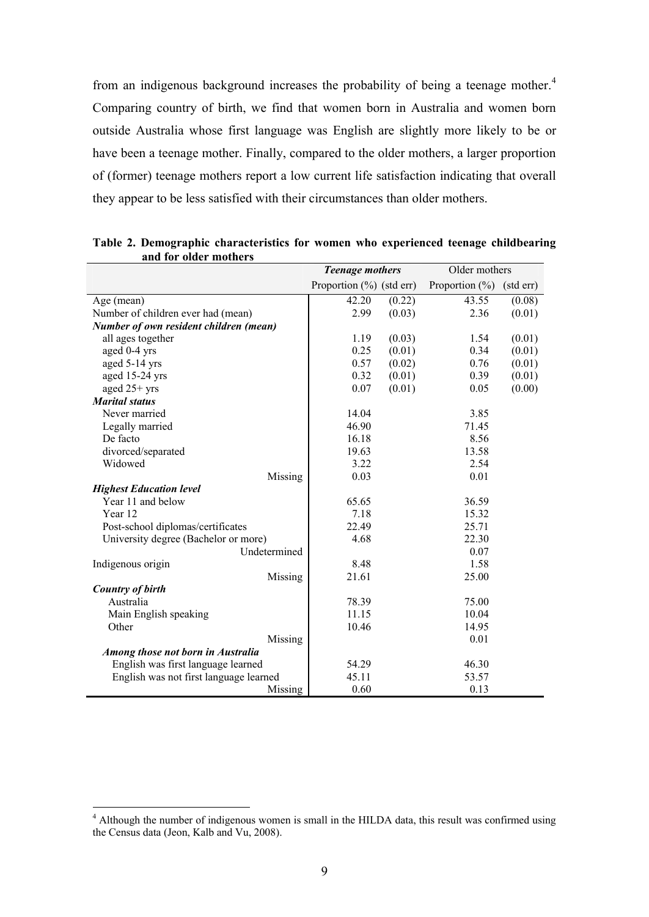from an indigenous background increases the probability of being a teenage mother.[4] Comparing country of birth, we find that women born in Australia and women born outside Australia whose first language was English are slightly more likely to be or have been a teenage mother. Finally, compared to the older mothers, a larger proportion of (former) teenage mothers report a low current life satisfaction indicating that overall they appear to be less satisfied with their circumstances than older mothers.

**Table 2. Demographic characteristics for women who experienced teenage childbearing and for older mothers**

| | ***Teenage mothers*** | | Older mothers | |
|---|---|---|---|---|
| | Proportion (%) | (std err) | Proportion (%) | (std err) |
| Age (mean) | 42.20 | (0.22) | 43.55 | (0.08) |
| Number of children ever had (mean) | 2.99 | (0.03) | 2.36 | (0.01) |
| ***Number of own resident children (mean)*** | | | | |
| all ages together | 1.19 | (0.03) | 1.54 | (0.01) |
| aged 0-4 yrs | 0.25 | (0.01) | 0.34 | (0.01) |
| aged 5-14 yrs | 0.57 | (0.02) | 0.76 | (0.01) |
| aged 15-24 yrs | 0.32 | (0.01) | 0.39 | (0.01) |
| aged 25+ yrs | 0.07 | (0.01) | 0.05 | (0.00) |
| ***Marital status*** | | | | |
| Never married | 14.04 | | 3.85 | |
| Legally married | 46.90 | | 71.45 | |
| De facto | 16.18 | | 8.56 | |
| divorced/separated | 19.63 | | 13.58 | |
| Widowed | 3.22 | | 2.54 | |
| Missing | 0.03 | | 0.01 | |
| ***Highest Education level*** | | | | |
| Year 11 and below | 65.65 | | 36.59 | |
| Year 12 | 7.18 | | 15.32 | |
| Post-school diplomas/certificates | 22.49 | | 25.71 | |
| University degree (Bachelor or more) | 4.68 | | 22.30 | |
| Undetermined | | | 0.07 | |
| Indigenous origin | 8.48 | | 1.58 | |
| Missing | 21.61 | | 25.00 | |
| ***Country of birth*** | | | | |
| Australia | 78.39 | | 75.00 | |
| Main English speaking | 11.15 | | 10.04 | |
| Other | 10.46 | | 14.95 | |
| Missing | | | 0.01 | |
| ***Among those not born in Australia*** | | | | |
| English was first language learned | 54.29 | | 46.30 | |
| English was not first language learned | 45.11 | | 53.57 | |
| Missing | 0.60 | | 0.13 | |

[4] Although the number of indigenous women is small in the HILDA data, this result was confirmed using the Census data (Jeon, Kalb and Vu, 2008).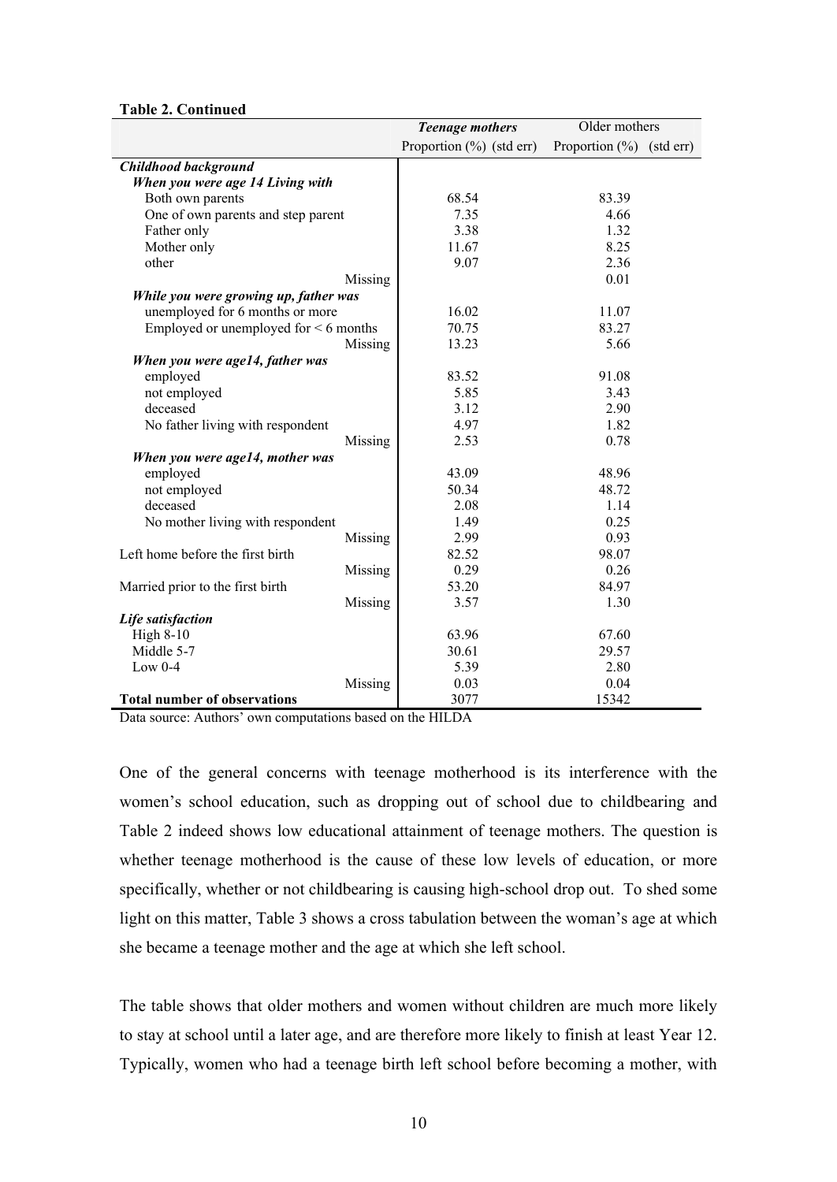**Table 2. Continued**

| | *Teenage mothers* | | Older mothers | |
|---|---|---|---|---|
| | Proportion (%) | (std err) | Proportion (%) | (std err) |
| ***Childhood background*** | | | | |
| ***When you were age 14 Living with*** | | | | |
| Both own parents | 68.54 | | 83.39 | |
| One of own parents and step parent | 7.35 | | 4.66 | |
| Father only | 3.38 | | 1.32 | |
| Mother only | 11.67 | | 8.25 | |
| other | 9.07 | | 2.36 | |
| Missing | | | 0.01 | |
| ***While you were growing up, father was*** | | | | |
| unemployed for 6 months or more | 16.02 | | 11.07 | |
| Employed or unemployed for < 6 months | 70.75 | | 83.27 | |
| Missing | 13.23 | | 5.66 | |
| ***When you were age14, father was*** | | | | |
| employed | 83.52 | | 91.08 | |
| not employed | 5.85 | | 3.43 | |
| deceased | 3.12 | | 2.90 | |
| No father living with respondent | 4.97 | | 1.82 | |
| Missing | 2.53 | | 0.78 | |
| ***When you were age14, mother was*** | | | | |
| employed | 43.09 | | 48.96 | |
| not employed | 50.34 | | 48.72 | |
| deceased | 2.08 | | 1.14 | |
| No mother living with respondent | 1.49 | | 0.25 | |
| Missing | 2.99 | | 0.93 | |
| Left home before the first birth | 82.52 | | 98.07 | |
| Missing | 0.29 | | 0.26 | |
| Married prior to the first birth | 53.20 | | 84.97 | |
| Missing | 3.57 | | 1.30 | |
| ***Life satisfaction*** | | | | |
| High 8-10 | 63.96 | | 67.60 | |
| Middle 5-7 | 30.61 | | 29.57 | |
| Low 0-4 | 5.39 | | 2.80 | |
| Missing | 0.03 | | 0.04 | |
| **Total number of observations** | 3077 | | 15342 | |

Data source: Authors' own computations based on the HILDA

One of the general concerns with teenage motherhood is its interference with the women's school education, such as dropping out of school due to childbearing and Table 2 indeed shows low educational attainment of teenage mothers. The question is whether teenage motherhood is the cause of these low levels of education, or more specifically, whether or not childbearing is causing high-school drop out. To shed some light on this matter, Table 3 shows a cross tabulation between the woman's age at which she became a teenage mother and the age at which she left school.

The table shows that older mothers and women without children are much more likely to stay at school until a later age, and are therefore more likely to finish at least Year 12. Typically, women who had a teenage birth left school before becoming a mother, with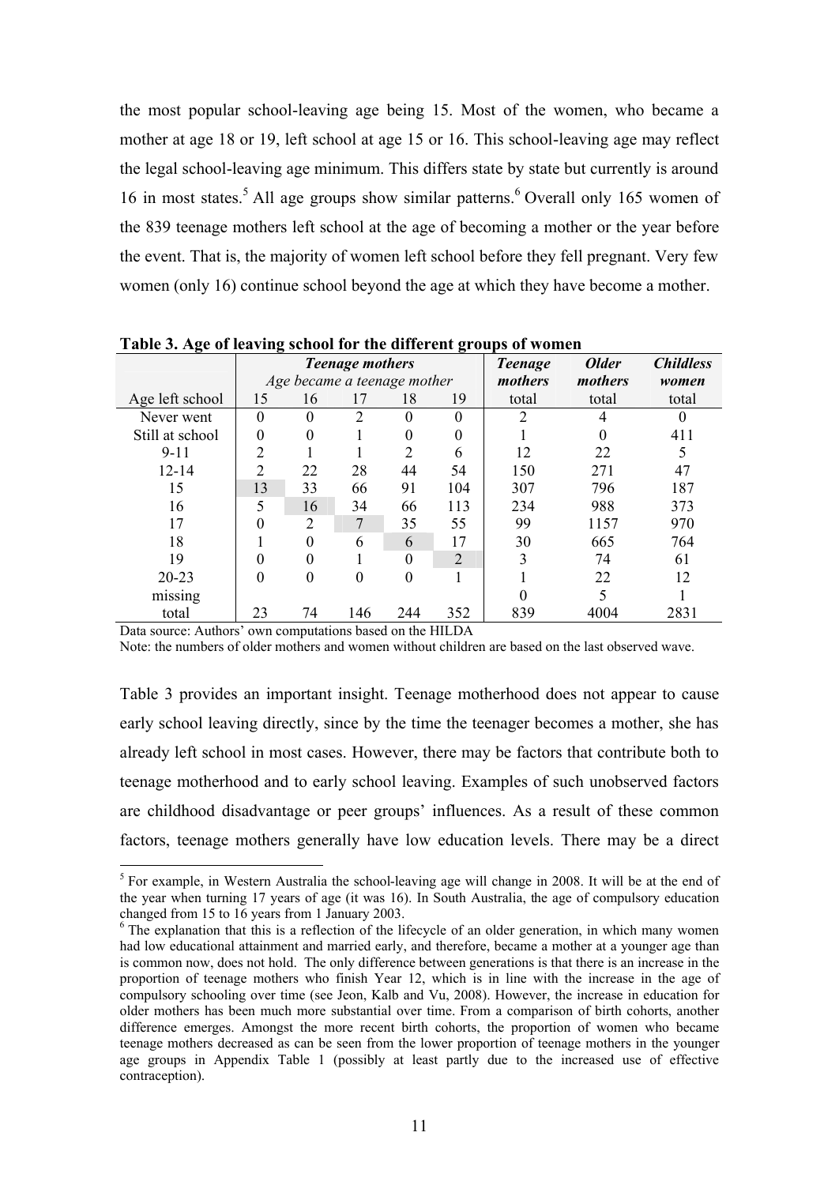the most popular school-leaving age being 15. Most of the women, who became a mother at age 18 or 19, left school at age 15 or 16. This school-leaving age may reflect the legal school-leaving age minimum. This differs state by state but currently is around 16 in most states.[5] All age groups show similar patterns.[6] Overall only 165 women of the 839 teenage mothers left school at the age of becoming a mother or the year before the event. That is, the majority of women left school before they fell pregnant. Very few women (only 16) continue school beyond the age at which they have become a mother.

**Table 3. Age of leaving school for the different groups of women**

| | ***Teenage mothers*** *Age became a teenage mother* | | | | | ***Teenage mothers*** | ***Older mothers*** | ***Childless women*** |
|---|---|---|---|---|---|---|---|---|
| Age left school | 15 | 16 | 17 | 18 | 19 | total | total | total |
| Never went | 0 | 0 | 2 | 0 | 0 | 2 | 4 | 0 |
| Still at school | 0 | 0 | 1 | 0 | 0 | 1 | 0 | 411 |
| 9-11 | 2 | 1 | 1 | 2 | 6 | 12 | 22 | 5 |
| 12-14 | 2 | 22 | 28 | 44 | 54 | 150 | 271 | 47 |
| 15 | 13 | 33 | 66 | 91 | 104 | 307 | 796 | 187 |
| 16 | 5 | 16 | 34 | 66 | 113 | 234 | 988 | 373 |
| 17 | 0 | 2 | 7 | 35 | 55 | 99 | 1157 | 970 |
| 18 | 1 | 0 | 6 | 6 | 17 | 30 | 665 | 764 |
| 19 | 0 | 0 | 1 | 0 | 2 | 3 | 74 | 61 |
| 20-23 | 0 | 0 | 0 | 0 | 1 | 1 | 22 | 12 |
| missing | | | | | | 0 | 5 | 1 |
| total | 23 | 74 | 146 | 244 | 352 | 839 | 4004 | 2831 |

Data source: Authors' own computations based on the HILDA

Note: the numbers of older mothers and women without children are based on the last observed wave.

Table 3 provides an important insight. Teenage motherhood does not appear to cause early school leaving directly, since by the time the teenager becomes a mother, she has already left school in most cases. However, there may be factors that contribute both to teenage motherhood and to early school leaving. Examples of such unobserved factors are childhood disadvantage or peer groups' influences. As a result of these common factors, teenage mothers generally have low education levels. There may be a direct

[5] For example, in Western Australia the school-leaving age will change in 2008. It will be at the end of the year when turning 17 years of age (it was 16). In South Australia, the age of compulsory education changed from 15 to 16 years from 1 January 2003.

[6] The explanation that this is a reflection of the lifecycle of an older generation, in which many women had low educational attainment and married early, and therefore, became a mother at a younger age than is common now, does not hold. The only difference between generations is that there is an increase in the proportion of teenage mothers who finish Year 12, which is in line with the increase in the age of compulsory schooling over time (see Jeon, Kalb and Vu, 2008). However, the increase in education for older mothers has been much more substantial over time. From a comparison of birth cohorts, another difference emerges. Amongst the more recent birth cohorts, the proportion of women who became teenage mothers decreased as can be seen from the lower proportion of teenage mothers in the younger age groups in Appendix Table 1 (possibly at least partly due to the increased use of effective contraception).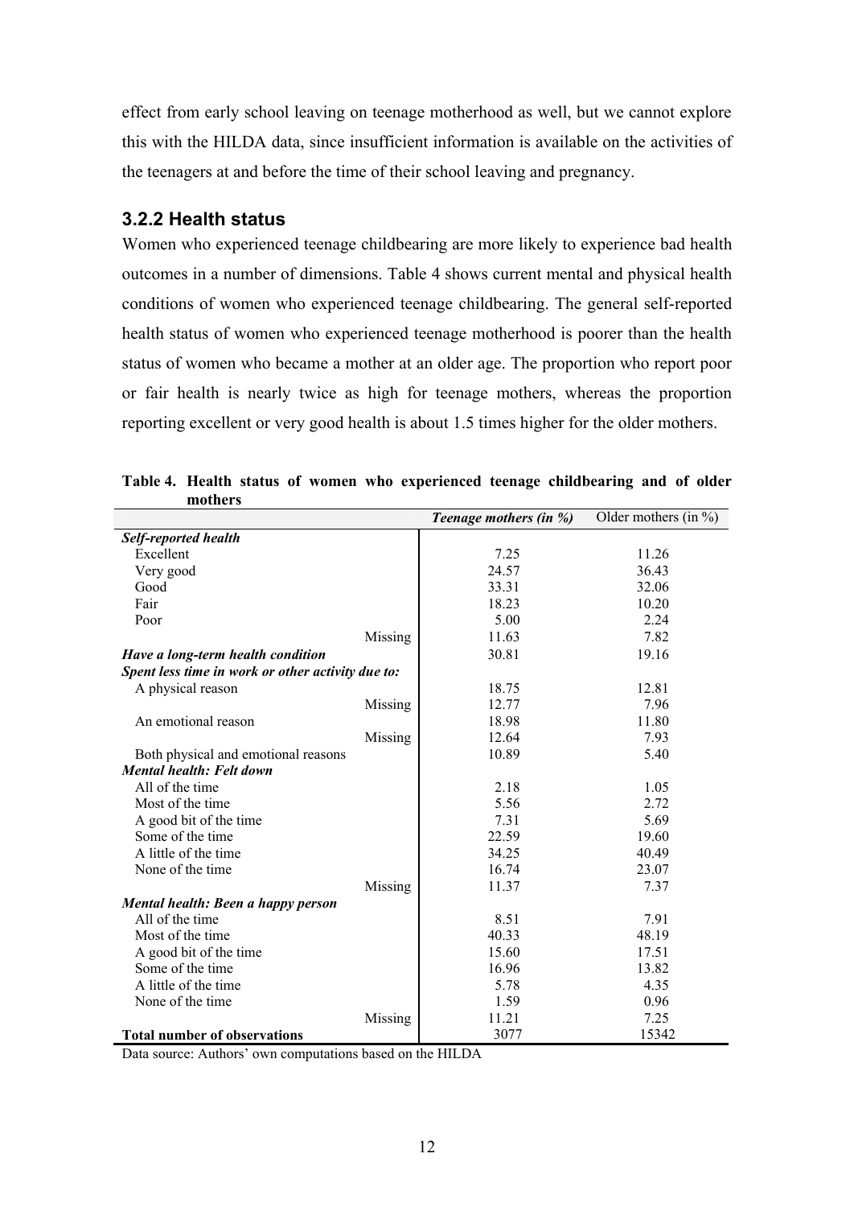effect from early school leaving on teenage motherhood as well, but we cannot explore this with the HILDA data, since insufficient information is available on the activities of the teenagers at and before the time of their school leaving and pregnancy.

### 3.2.2 Health status

Women who experienced teenage childbearing are more likely to experience bad health outcomes in a number of dimensions. Table 4 shows current mental and physical health conditions of women who experienced teenage childbearing. The general self-reported health status of women who experienced teenage motherhood is poorer than the health status of women who became a mother at an older age. The proportion who report poor or fair health is nearly twice as high for teenage mothers, whereas the proportion reporting excellent or very good health is about 1.5 times higher for the older mothers.

**Table 4. Health status of women who experienced teenage childbearing and of older mothers**

| | | *Teenage mothers (in %)* | Older mothers (in %) |
|---|---|---|---|
| ***Self-reported health*** | | | |
| Excellent | | 7.25 | 11.26 |
| Very good | | 24.57 | 36.43 |
| Good | | 33.31 | 32.06 |
| Fair | | 18.23 | 10.20 |
| Poor | | 5.00 | 2.24 |
| | Missing | 11.63 | 7.82 |
| ***Have a long-term health condition*** | | 30.81 | 19.16 |
| ***Spent less time in work or other activity due to:*** | | | |
| A physical reason | | 18.75 | 12.81 |
| | Missing | 12.77 | 7.96 |
| An emotional reason | | 18.98 | 11.80 |
| | Missing | 12.64 | 7.93 |
| Both physical and emotional reasons | | 10.89 | 5.40 |
| ***Mental health: Felt down*** | | | |
| All of the time | | 2.18 | 1.05 |
| Most of the time | | 5.56 | 2.72 |
| A good bit of the time | | 7.31 | 5.69 |
| Some of the time | | 22.59 | 19.60 |
| A little of the time | | 34.25 | 40.49 |
| None of the time | | 16.74 | 23.07 |
| | Missing | 11.37 | 7.37 |
| ***Mental health: Been a happy person*** | | | |
| All of the time | | 8.51 | 7.91 |
| Most of the time | | 40.33 | 48.19 |
| A good bit of the time | | 15.60 | 17.51 |
| Some of the time | | 16.96 | 13.82 |
| A little of the time | | 5.78 | 4.35 |
| None of the time | | 1.59 | 0.96 |
| | Missing | 11.21 | 7.25 |
| **Total number of observations** | | 3077 | 15342 |

Data source: Authors' own computations based on the HILDA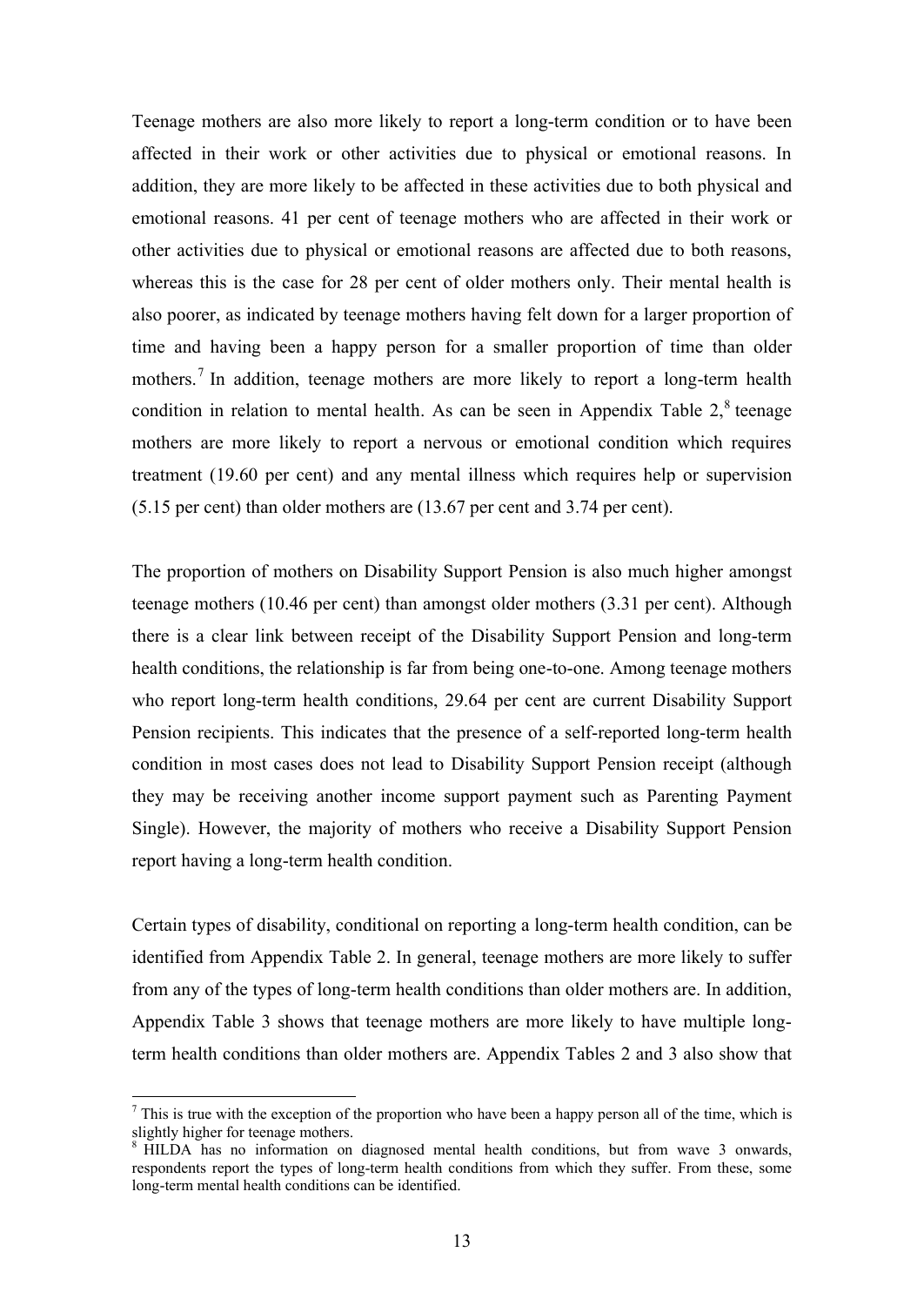Teenage mothers are also more likely to report a long-term condition or to have been affected in their work or other activities due to physical or emotional reasons. In addition, they are more likely to be affected in these activities due to both physical and emotional reasons. 41 per cent of teenage mothers who are affected in their work or other activities due to physical or emotional reasons are affected due to both reasons, whereas this is the case for 28 per cent of older mothers only. Their mental health is also poorer, as indicated by teenage mothers having felt down for a larger proportion of time and having been a happy person for a smaller proportion of time than older mothers.[7] In addition, teenage mothers are more likely to report a long-term health condition in relation to mental health. As can be seen in Appendix Table 2,[8] teenage mothers are more likely to report a nervous or emotional condition which requires treatment (19.60 per cent) and any mental illness which requires help or supervision (5.15 per cent) than older mothers are (13.67 per cent and 3.74 per cent).

The proportion of mothers on Disability Support Pension is also much higher amongst teenage mothers (10.46 per cent) than amongst older mothers (3.31 per cent). Although there is a clear link between receipt of the Disability Support Pension and long-term health conditions, the relationship is far from being one-to-one. Among teenage mothers who report long-term health conditions, 29.64 per cent are current Disability Support Pension recipients. This indicates that the presence of a self-reported long-term health condition in most cases does not lead to Disability Support Pension receipt (although they may be receiving another income support payment such as Parenting Payment Single). However, the majority of mothers who receive a Disability Support Pension report having a long-term health condition.

Certain types of disability, conditional on reporting a long-term health condition, can be identified from Appendix Table 2. In general, teenage mothers are more likely to suffer from any of the types of long-term health conditions than older mothers are. In addition, Appendix Table 3 shows that teenage mothers are more likely to have multiple long-term health conditions than older mothers are. Appendix Tables 2 and 3 also show that

[7] This is true with the exception of the proportion who have been a happy person all of the time, which is slightly higher for teenage mothers.

[8] HILDA has no information on diagnosed mental health conditions, but from wave 3 onwards, respondents report the types of long-term health conditions from which they suffer. From these, some long-term mental health conditions can be identified.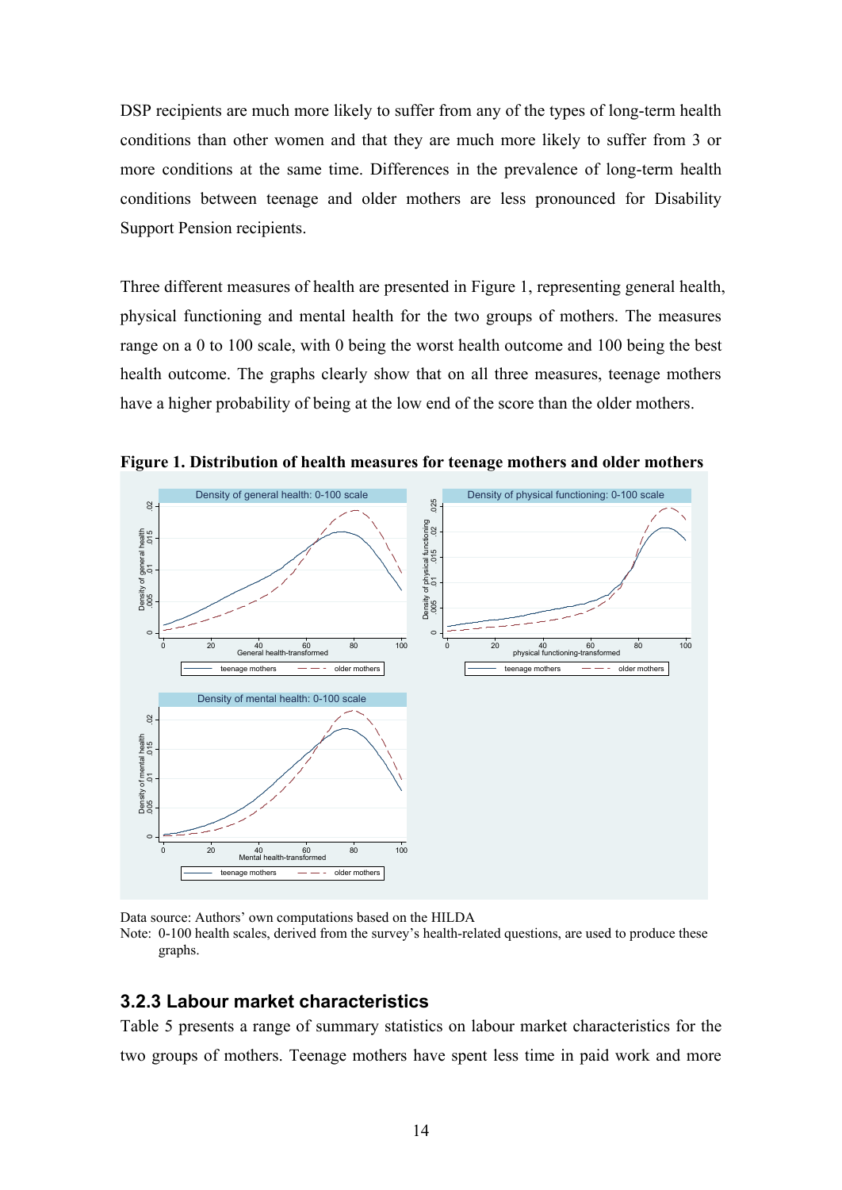DSP recipients are much more likely to suffer from any of the types of long-term health conditions than other women and that they are much more likely to suffer from 3 or more conditions at the same time. Differences in the prevalence of long-term health conditions between teenage and older mothers are less pronounced for Disability Support Pension recipients.

Three different measures of health are presented in Figure 1, representing general health, physical functioning and mental health for the two groups of mothers. The measures range on a 0 to 100 scale, with 0 being the worst health outcome and 100 being the best health outcome. The graphs clearly show that on all three measures, teenage mothers have a higher probability of being at the low end of the score than the older mothers.

**Figure 1. Distribution of health measures for teenage mothers and older mothers**

Data source: Authors' own computations based on the HILDA

Note: 0-100 health scales, derived from the survey's health-related questions, are used to produce these graphs.

### 3.2.3 Labour market characteristics

Table 5 presents a range of summary statistics on labour market characteristics for the two groups of mothers. Teenage mothers have spent less time in paid work and more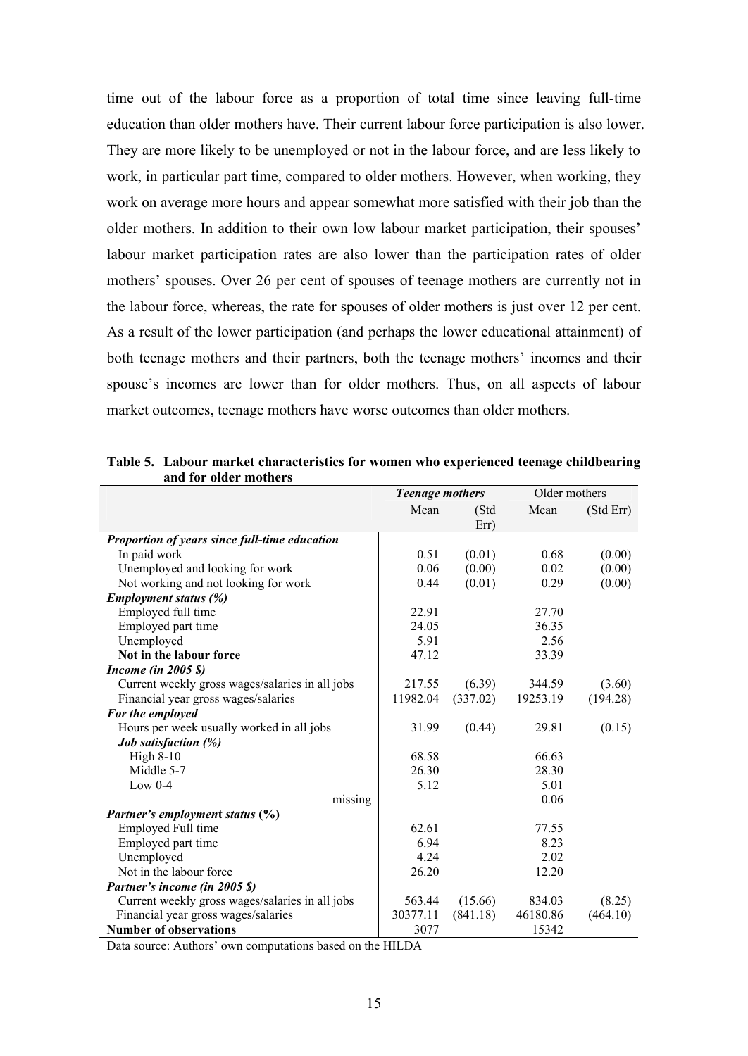time out of the labour force as a proportion of total time since leaving full-time education than older mothers have. Their current labour force participation is also lower. They are more likely to be unemployed or not in the labour force, and are less likely to work, in particular part time, compared to older mothers. However, when working, they work on average more hours and appear somewhat more satisfied with their job than the older mothers. In addition to their own low labour market participation, their spouses' labour market participation rates are also lower than the participation rates of older mothers' spouses. Over 26 per cent of spouses of teenage mothers are currently not in the labour force, whereas, the rate for spouses of older mothers is just over 12 per cent. As a result of the lower participation (and perhaps the lower educational attainment) of both teenage mothers and their partners, both the teenage mothers' incomes and their spouse's incomes are lower than for older mothers. Thus, on all aspects of labour market outcomes, teenage mothers have worse outcomes than older mothers.

**Table 5. Labour market characteristics for women who experienced teenage childbearing and for older mothers**

| | ***Teenage mothers*** | | Older mothers | |
|---|---|---|---|---|
| | Mean | (Std Err) | Mean | (Std Err) |
| ***Proportion of years since full-time education*** | | | | |
| In paid work | 0.51 | (0.01) | 0.68 | (0.00) |
| Unemployed and looking for work | 0.06 | (0.00) | 0.02 | (0.00) |
| Not working and not looking for work | 0.44 | (0.01) | 0.29 | (0.00) |
| ***Employment status (%)*** | | | | |
| Employed full time | 22.91 | | 27.70 | |
| Employed part time | 24.05 | | 36.35 | |
| Unemployed | 5.91 | | 2.56 | |
| **Not in the labour force** | 47.12 | | 33.39 | |
| ***Income (in 2005 $)*** | | | | |
| Current weekly gross wages/salaries in all jobs | 217.55 | (6.39) | 344.59 | (3.60) |
| Financial year gross wages/salaries | 11982.04 | (337.02) | 19253.19 | (194.28) |
| ***For the employed*** | | | | |
| Hours per week usually worked in all jobs | 31.99 | (0.44) | 29.81 | (0.15) |
| ***Job satisfaction (%)*** | | | | |
| High 8-10 | 68.58 | | 66.63 | |
| Middle 5-7 | 26.30 | | 28.30 | |
| Low 0-4 | 5.12 | | 5.01 | |
| missing | | | 0.06 | |
| ***Partner's employment status* (%)** | | | | |
| Employed Full time | 62.61 | | 77.55 | |
| Employed part time | 6.94 | | 8.23 | |
| Unemployed | 4.24 | | 2.02 | |
| Not in the labour force | 26.20 | | 12.20 | |
| ***Partner's income (in 2005 $)*** | | | | |
| Current weekly gross wages/salaries in all jobs | 563.44 | (15.66) | 834.03 | (8.25) |
| Financial year gross wages/salaries | 30377.11 | (841.18) | 46180.86 | (464.10) |
| **Number of observations** | 3077 | | 15342 | |

Data source: Authors' own computations based on the HILDA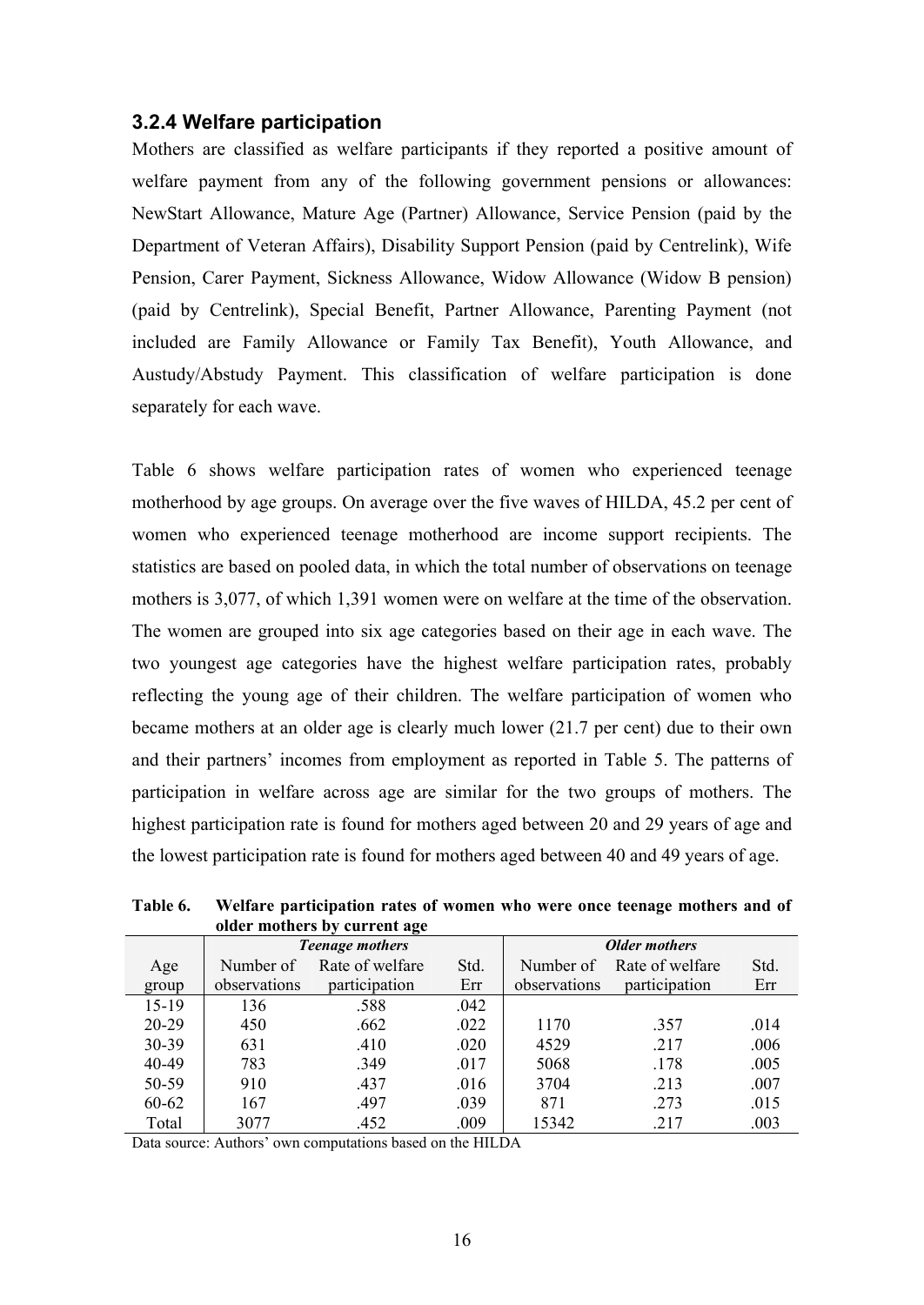### 3.2.4 Welfare participation

Mothers are classified as welfare participants if they reported a positive amount of welfare payment from any of the following government pensions or allowances: NewStart Allowance, Mature Age (Partner) Allowance, Service Pension (paid by the Department of Veteran Affairs), Disability Support Pension (paid by Centrelink), Wife Pension, Carer Payment, Sickness Allowance, Widow Allowance (Widow B pension) (paid by Centrelink), Special Benefit, Partner Allowance, Parenting Payment (not included are Family Allowance or Family Tax Benefit), Youth Allowance, and Austudy/Abstudy Payment. This classification of welfare participation is done separately for each wave.

Table 6 shows welfare participation rates of women who experienced teenage motherhood by age groups. On average over the five waves of HILDA, 45.2 per cent of women who experienced teenage motherhood are income support recipients. The statistics are based on pooled data, in which the total number of observations on teenage mothers is 3,077, of which 1,391 women were on welfare at the time of the observation. The women are grouped into six age categories based on their age in each wave. The two youngest age categories have the highest welfare participation rates, probably reflecting the young age of their children. The welfare participation of women who became mothers at an older age is clearly much lower (21.7 per cent) due to their own and their partners' incomes from employment as reported in Table 5. The patterns of participation in welfare across age are similar for the two groups of mothers. The highest participation rate is found for mothers aged between 20 and 29 years of age and the lowest participation rate is found for mothers aged between 40 and 49 years of age.

**Table 6. Welfare participation rates of women who were once teenage mothers and of older mothers by current age**

| | ***Teenage mothers*** | | | ***Older mothers*** | | |
|---|---|---|---|---|---|---|
| Age group | Number of observations | Rate of welfare participation | Std. Err | Number of observations | Rate of welfare participation | Std. Err |
| 15-19 | 136 | .588 | .042 | | | |
| 20-29 | 450 | .662 | .022 | 1170 | .357 | .014 |
| 30-39 | 631 | .410 | .020 | 4529 | .217 | .006 |
| 40-49 | 783 | .349 | .017 | 5068 | .178 | .005 |
| 50-59 | 910 | .437 | .016 | 3704 | .213 | .007 |
| 60-62 | 167 | .497 | .039 | 871 | .273 | .015 |
| Total | 3077 | .452 | .009 | 15342 | .217 | .003 |

Data source: Authors' own computations based on the HILDA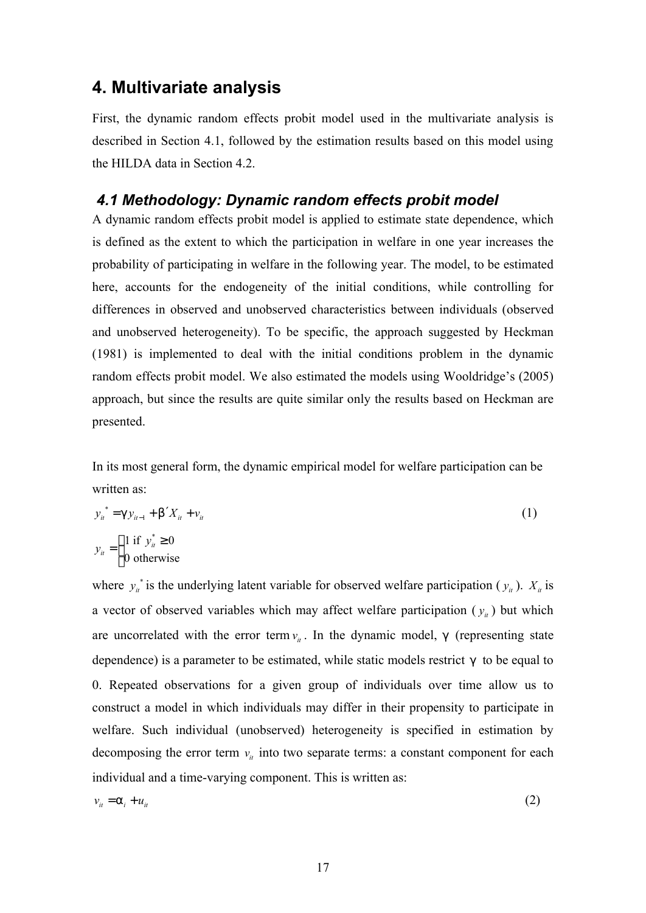## 4. Multivariate analysis

First, the dynamic random effects probit model used in the multivariate analysis is described in Section 4.1, followed by the estimation results based on this model using the HILDA data in Section 4.2.

### 4.1 Methodology: Dynamic random effects probit model

A dynamic random effects probit model is applied to estimate state dependence, which is defined as the extent to which the participation in welfare in one year increases the probability of participating in welfare in the following year. The model, to be estimated here, accounts for the endogeneity of the initial conditions, while controlling for differences in observed and unobserved characteristics between individuals (observed and unobserved heterogeneity). To be specific, the approach suggested by Heckman (1981) is implemented to deal with the initial conditions problem in the dynamic random effects probit model. We also estimated the models using Wooldridge's (2005) approach, but since the results are quite similar only the results based on Heckman are presented.

In its most general form, the dynamic empirical model for welfare participation can be written as:

$$y_{it}^* = \gamma y_{it-1} + \beta' X_{it} + v_{it} \tag{1}$$

$$y_{it} = \begin{cases} 1 \text{ if } y_{it}^* \geq 0 \\ 0 \text{ otherwise} \end{cases}$$

where $y_{it}^*$ is the underlying latent variable for observed welfare participation ($y_{it}$). $X_{it}$ is a vector of observed variables which may affect welfare participation ($y_{it}$) but which are uncorrelated with the error term $v_{it}$. In the dynamic model, $\gamma$ (representing state dependence) is a parameter to be estimated, while static models restrict $\gamma$ to be equal to 0. Repeated observations for a given group of individuals over time allow us to construct a model in which individuals may differ in their propensity to participate in welfare. Such individual (unobserved) heterogeneity is specified in estimation by decomposing the error term $v_{it}$ into two separate terms: a constant component for each individual and a time-varying component. This is written as:

$$v_{it} = \alpha_i + u_{it} \tag{2}$$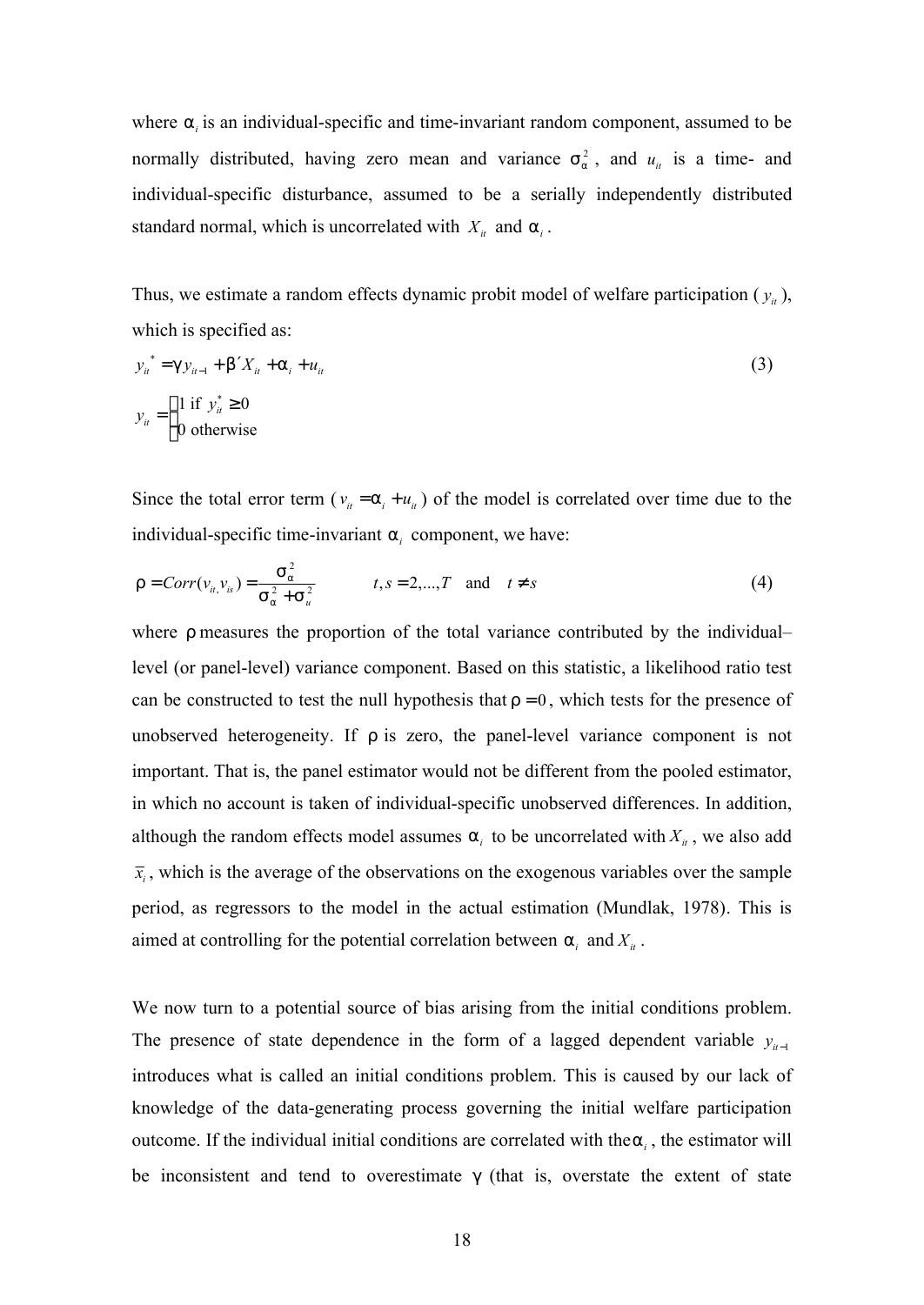where $\alpha_i$ is an individual-specific and time-invariant random component, assumed to be normally distributed, having zero mean and variance $\sigma_\alpha^2$, and $u_{it}$ is a time- and individual-specific disturbance, assumed to be a serially independently distributed standard normal, which is uncorrelated with $X_{it}$ and $\alpha_i$.

Thus, we estimate a random effects dynamic probit model of welfare participation ($y_{it}$), which is specified as:

$$y_{it}^* = \gamma y_{it-1} + \beta' X_{it} + \alpha_i + u_{it} \tag{3}$$

$$y_{it} = \begin{cases} 1 \text{ if } y_{it}^* \geq 0 \\ 0 \text{ otherwise} \end{cases}$$

Since the total error term ($v_{it} = \alpha_i + u_{it}$) of the model is correlated over time due to the individual-specific time-invariant $\alpha_i$ component, we have:

$$\rho = Corr(v_{it,} v_{is}) = \frac{\sigma_\alpha^2}{\sigma_\alpha^2 + \sigma_u^2} \qquad t, s = 2, \ldots, T \quad \text{and} \quad t \neq s \tag{4}$$

where $\rho$ measures the proportion of the total variance contributed by the individual–level (or panel-level) variance component. Based on this statistic, a likelihood ratio test can be constructed to test the null hypothesis that $\rho = 0$, which tests for the presence of unobserved heterogeneity. If $\rho$ is zero, the panel-level variance component is not important. That is, the panel estimator would not be different from the pooled estimator, in which no account is taken of individual-specific unobserved differences. In addition, although the random effects model assumes $\alpha_i$ to be uncorrelated with $X_{it}$, we also add $\bar{x}_i$, which is the average of the observations on the exogenous variables over the sample period, as regressors to the model in the actual estimation (Mundlak, 1978). This is aimed at controlling for the potential correlation between $\alpha_i$ and $X_{it}$.

We now turn to a potential source of bias arising from the initial conditions problem. The presence of state dependence in the form of a lagged dependent variable $y_{it-1}$ introduces what is called an initial conditions problem. This is caused by our lack of knowledge of the data-generating process governing the initial welfare participation outcome. If the individual initial conditions are correlated with the $\alpha_i$, the estimator will be inconsistent and tend to overestimate $\gamma$ (that is, overstate the extent of state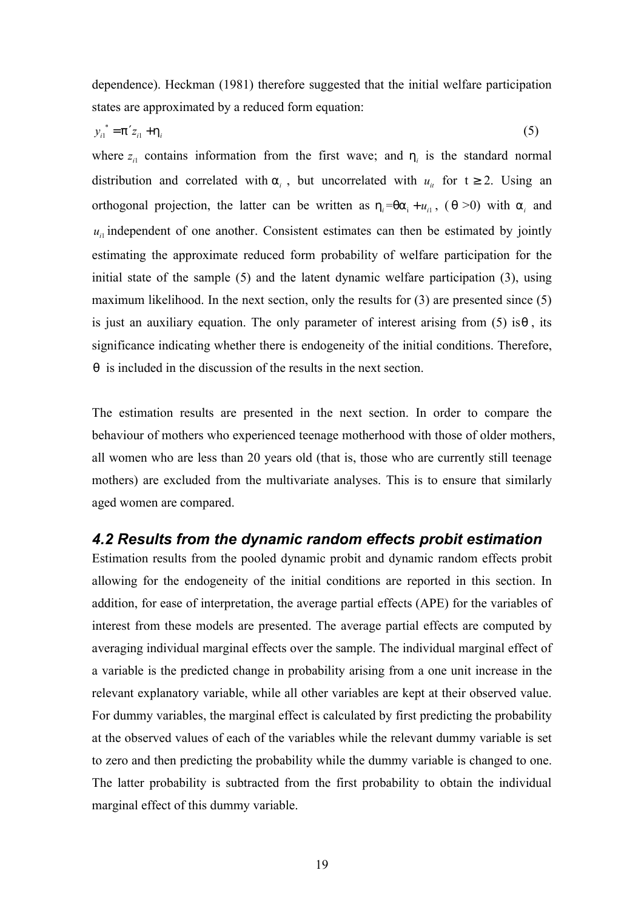dependence). Heckman (1981) therefore suggested that the initial welfare participation states are approximated by a reduced form equation:

$$y_{i1}^{*} = \pi' z_{i1} + \eta_i \qquad (5)$$

where $z_{i1}$ contains information from the first wave; and $\eta_i$ is the standard normal distribution and correlated with $\alpha_i$, but uncorrelated with $u_{it}$ for $t \geq 2$. Using an orthogonal projection, the latter can be written as $\eta_i = \theta\alpha_i + u_{i1}$, ($\theta > 0$) with $\alpha_i$ and $u_{i1}$ independent of one another. Consistent estimates can then be estimated by jointly estimating the approximate reduced form probability of welfare participation for the initial state of the sample (5) and the latent dynamic welfare participation (3), using maximum likelihood. In the next section, only the results for (3) are presented since (5) is just an auxiliary equation. The only parameter of interest arising from (5) is $\theta$, its significance indicating whether there is endogeneity of the initial conditions. Therefore, $\theta$ is included in the discussion of the results in the next section.

The estimation results are presented in the next section. In order to compare the behaviour of mothers who experienced teenage motherhood with those of older mothers, all women who are less than 20 years old (that is, those who are currently still teenage mothers) are excluded from the multivariate analyses. This is to ensure that similarly aged women are compared.

### *4.2 Results from the dynamic random effects probit estimation*

Estimation results from the pooled dynamic probit and dynamic random effects probit allowing for the endogeneity of the initial conditions are reported in this section. In addition, for ease of interpretation, the average partial effects (APE) for the variables of interest from these models are presented. The average partial effects are computed by averaging individual marginal effects over the sample. The individual marginal effect of a variable is the predicted change in probability arising from a one unit increase in the relevant explanatory variable, while all other variables are kept at their observed value. For dummy variables, the marginal effect is calculated by first predicting the probability at the observed values of each of the variables while the relevant dummy variable is set to zero and then predicting the probability while the dummy variable is changed to one. The latter probability is subtracted from the first probability to obtain the individual marginal effect of this dummy variable.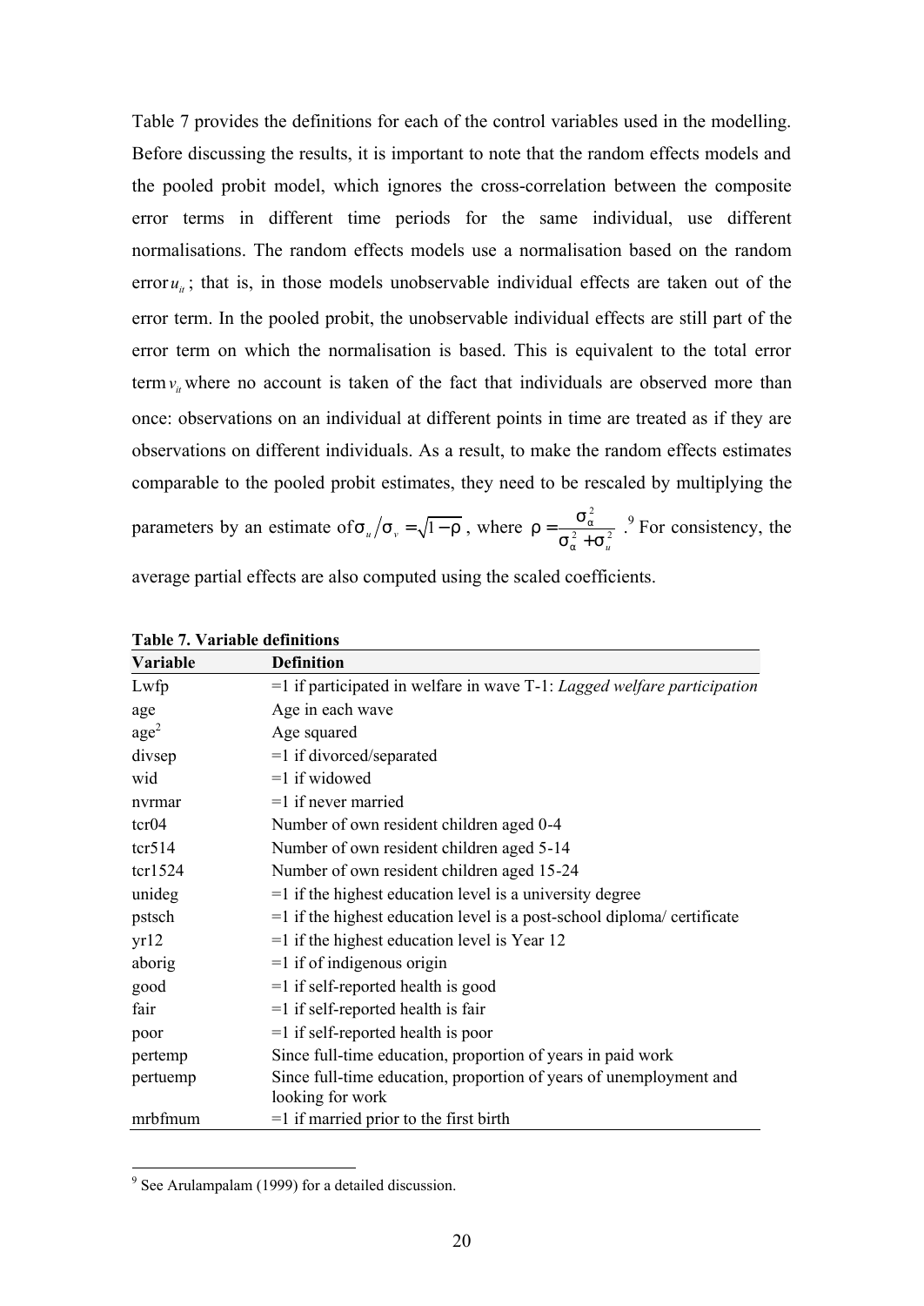Table 7 provides the definitions for each of the control variables used in the modelling. Before discussing the results, it is important to note that the random effects models and the pooled probit model, which ignores the cross-correlation between the composite error terms in different time periods for the same individual, use different normalisations. The random effects models use a normalisation based on the random error $u_{it}$; that is, in those models unobservable individual effects are taken out of the error term. In the pooled probit, the unobservable individual effects are still part of the error term on which the normalisation is based. This is equivalent to the total error term $v_{it}$ where no account is taken of the fact that individuals are observed more than once: observations on an individual at different points in time are treated as if they are observations on different individuals. As a result, to make the random effects estimates comparable to the pooled probit estimates, they need to be rescaled by multiplying the parameters by an estimate of $\sigma_u / \sigma_v = \sqrt{1-\rho}$, where $\rho = \frac{\sigma_\alpha^2}{\sigma_\alpha^2 + \sigma_u^2}$.[9] For consistency, the average partial effects are also computed using the scaled coefficients.

**Table 7. Variable definitions**

| Variable | Definition |
|---|---|
| Lwfp | =1 if participated in welfare in wave T-1: *Lagged welfare participation* |
| age | Age in each wave |
| age$^2$ | Age squared |
| divsep | =1 if divorced/separated |
| wid | =1 if widowed |
| nvrmar | =1 if never married |
| tcr04 | Number of own resident children aged 0-4 |
| tcr514 | Number of own resident children aged 5-14 |
| tcr1524 | Number of own resident children aged 15-24 |
| unideg | =1 if the highest education level is a university degree |
| pstsch | =1 if the highest education level is a post-school diploma/ certificate |
| yr12 | =1 if the highest education level is Year 12 |
| aborig | =1 if of indigenous origin |
| good | =1 if self-reported health is good |
| fair | =1 if self-reported health is fair |
| poor | =1 if self-reported health is poor |
| pertemp | Since full-time education, proportion of years in paid work |
| pertuemp | Since full-time education, proportion of years of unemployment and looking for work |
| mrbfmum | =1 if married prior to the first birth |

[9] See Arulampalam (1999) for a detailed discussion.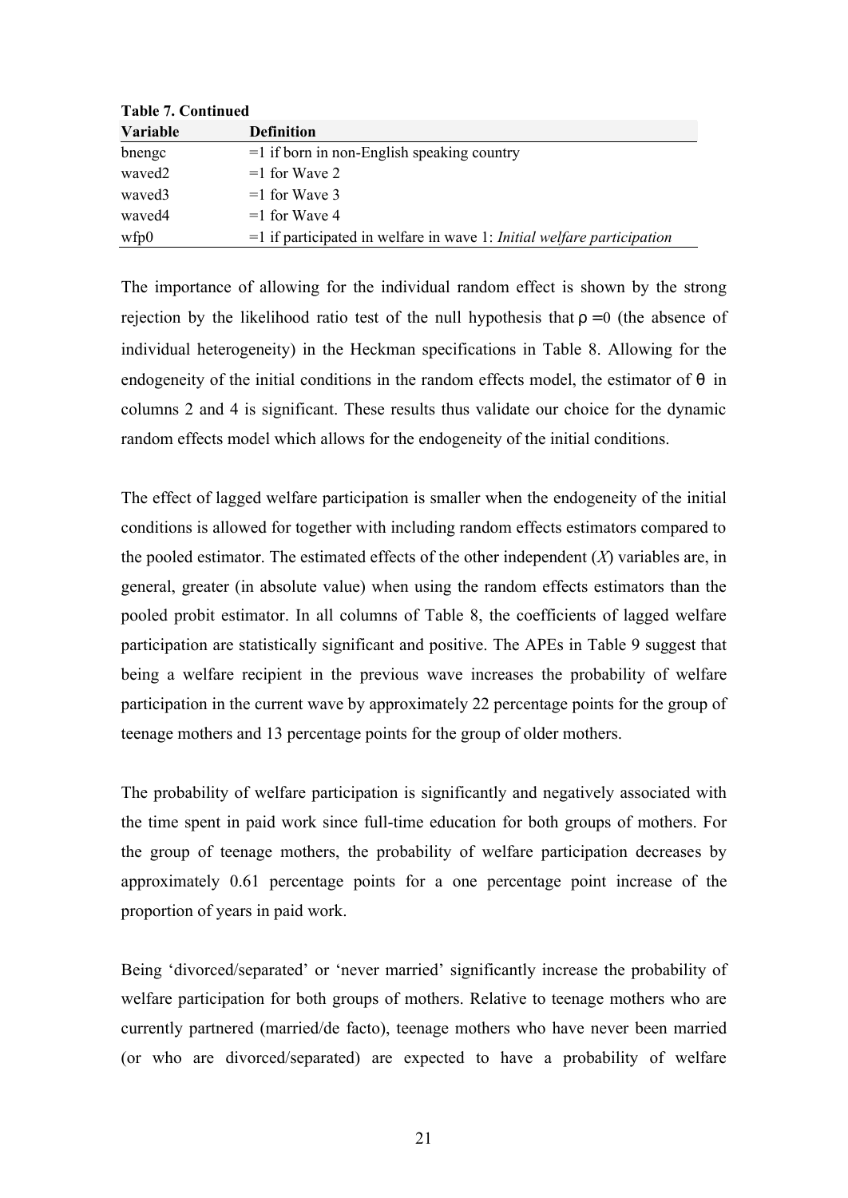**Table 7. Continued**

| Variable | Definition |
|---|---|
| bnengc | =1 if born in non-English speaking country |
| waved2 | =1 for Wave 2 |
| waved3 | =1 for Wave 3 |
| waved4 | =1 for Wave 4 |
| wfp0 | =1 if participated in welfare in wave 1: *Initial welfare participation* |

The importance of allowing for the individual random effect is shown by the strong rejection by the likelihood ratio test of the null hypothesis that $\rho = 0$ (the absence of individual heterogeneity) in the Heckman specifications in Table 8. Allowing for the endogeneity of the initial conditions in the random effects model, the estimator of $\theta$ in columns 2 and 4 is significant. These results thus validate our choice for the dynamic random effects model which allows for the endogeneity of the initial conditions.

The effect of lagged welfare participation is smaller when the endogeneity of the initial conditions is allowed for together with including random effects estimators compared to the pooled estimator. The estimated effects of the other independent (*X*) variables are, in general, greater (in absolute value) when using the random effects estimators than the pooled probit estimator. In all columns of Table 8, the coefficients of lagged welfare participation are statistically significant and positive. The APEs in Table 9 suggest that being a welfare recipient in the previous wave increases the probability of welfare participation in the current wave by approximately 22 percentage points for the group of teenage mothers and 13 percentage points for the group of older mothers.

The probability of welfare participation is significantly and negatively associated with the time spent in paid work since full-time education for both groups of mothers. For the group of teenage mothers, the probability of welfare participation decreases by approximately 0.61 percentage points for a one percentage point increase of the proportion of years in paid work.

Being 'divorced/separated' or 'never married' significantly increase the probability of welfare participation for both groups of mothers. Relative to teenage mothers who are currently partnered (married/de facto), teenage mothers who have never been married (or who are divorced/separated) are expected to have a probability of welfare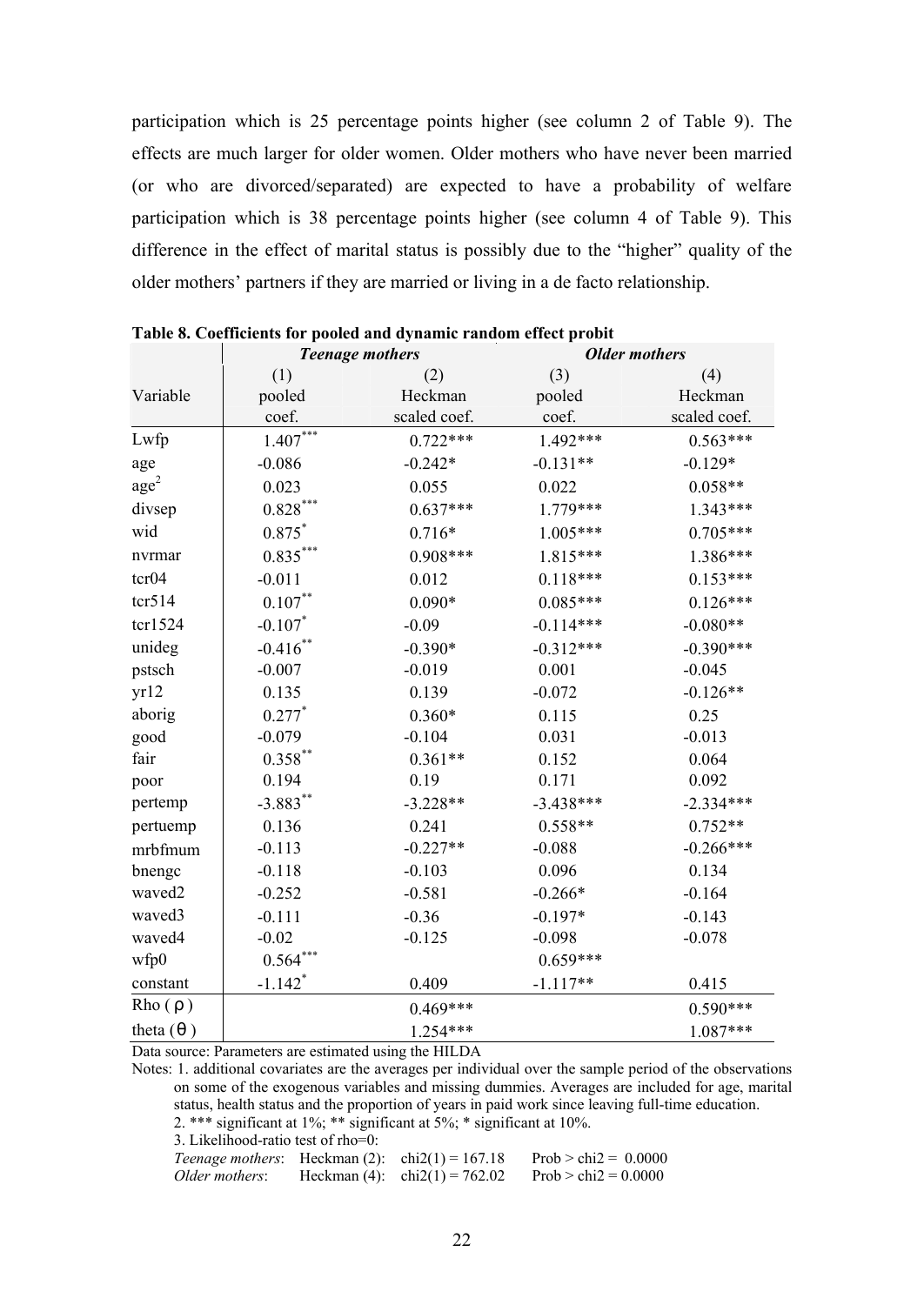participation which is 25 percentage points higher (see column 2 of Table 9). The effects are much larger for older women. Older mothers who have never been married (or who are divorced/separated) are expected to have a probability of welfare participation which is 38 percentage points higher (see column 4 of Table 9). This difference in the effect of marital status is possibly due to the "higher" quality of the older mothers' partners if they are married or living in a de facto relationship.

**Table 8. Coefficients for pooled and dynamic random effect probit**

| | *Teenage mothers* | | *Older mothers* | |
|---|---|---|---|---|
| Variable | (1) pooled coef. | (2) Heckman scaled coef. | (3) pooled coef. | (4) Heckman scaled coef. |
| Lwfp | 1.407*** | 0.722*** | 1.492*** | 0.563*** |
| age | -0.086 | -0.242* | -0.131** | -0.129* |
| age$^2$ | 0.023 | 0.055 | 0.022 | 0.058** |
| divsep | 0.828*** | 0.637*** | 1.779*** | 1.343*** |
| wid | 0.875* | 0.716* | 1.005*** | 0.705*** |
| nvrmar | 0.835*** | 0.908*** | 1.815*** | 1.386*** |
| tcr04 | -0.011 | 0.012 | 0.118*** | 0.153*** |
| tcr514 | 0.107** | 0.090* | 0.085*** | 0.126*** |
| tcr1524 | -0.107* | -0.09 | -0.114*** | -0.080** |
| unideg | -0.416** | -0.390* | -0.312*** | -0.390*** |
| pstsch | -0.007 | -0.019 | 0.001 | -0.045 |
| yr12 | 0.135 | 0.139 | -0.072 | -0.126** |
| aborig | 0.277* | 0.360* | 0.115 | 0.25 |
| good | -0.079 | -0.104 | 0.031 | -0.013 |
| fair | 0.358** | 0.361** | 0.152 | 0.064 |
| poor | 0.194 | 0.19 | 0.171 | 0.092 |
| pertemp | -3.883** | -3.228** | -3.438*** | -2.334*** |
| pertuemp | 0.136 | 0.241 | 0.558** | 0.752** |
| mrbfmum | -0.113 | -0.227** | -0.088 | -0.266*** |
| bnengc | -0.118 | -0.103 | 0.096 | 0.134 |
| waved2 | -0.252 | -0.581 | -0.266* | -0.164 |
| waved3 | -0.111 | -0.36 | -0.197* | -0.143 |
| waved4 | -0.02 | -0.125 | -0.098 | -0.078 |
| wfp0 | 0.564*** | | 0.659*** | |
| constant | -1.142* | 0.409 | -1.117** | 0.415 |
| Rho ($\rho$) | | 0.469*** | | 0.590*** |
| theta ($\theta$) | | 1.254*** | | 1.087*** |

Data source: Parameters are estimated using the HILDA

Notes: 1. additional covariates are the averages per individual over the sample period of the observations on some of the exogenous variables and missing dummies. Averages are included for age, marital status, health status and the proportion of years in paid work since leaving full-time education.

2. *** significant at 1%; ** significant at 5%; * significant at 10%.

3. Likelihood-ratio test of rho=0:

*Teenage mothers*: Heckman (2): chi2(1) = 167.18 Prob > chi2 = 0.0000

*Older mothers*: Heckman (4): chi2(1) = 762.02 Prob > chi2 = 0.0000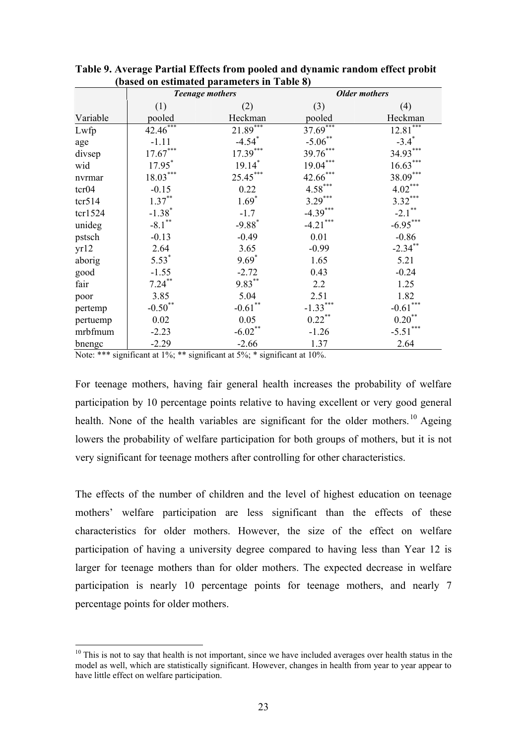**Table 9. Average Partial Effects from pooled and dynamic random effect probit (based on estimated parameters in Table 8)**

| | ***Teenage mothers*** | | ***Older mothers*** | |
|---|---|---|---|---|
| | (1) | (2) | (3) | (4) |
| Variable | pooled | Heckman | pooled | Heckman |
| Lwfp | 42.46*** | 21.89*** | 37.69*** | 12.81*** |
| age | -1.11 | -4.54* | -5.06** | -3.4* |
| divsep | 17.67*** | 17.39*** | 39.76*** | 34.93*** |
| wid | 17.95* | 19.14* | 19.04*** | 16.63*** |
| nvrmar | 18.03*** | 25.45*** | 42.66*** | 38.09*** |
| tcr04 | -0.15 | 0.22 | 4.58*** | 4.02*** |
| tcr514 | 1.37** | 1.69* | 3.29*** | 3.32*** |
| tcr1524 | -1.38* | -1.7 | -4.39*** | -2.1** |
| unideg | -8.1** | -9.88* | -4.21*** | -6.95*** |
| pstsch | -0.13 | -0.49 | 0.01 | -0.86 |
| yr12 | 2.64 | 3.65 | -0.99 | -2.34** |
| aborig | 5.53* | 9.69* | 1.65 | 5.21 |
| good | -1.55 | -2.72 | 0.43 | -0.24 |
| fair | 7.24** | 9.83** | 2.2 | 1.25 |
| poor | 3.85 | 5.04 | 2.51 | 1.82 |
| pertemp | -0.50** | -0.61** | -1.33*** | -0.61*** |
| pertuemp | 0.02 | 0.05 | 0.22** | 0.20** |
| mrbfmum | -2.23 | -6.02** | -1.26 | -5.51*** |
| bnengc | -2.29 | -2.66 | 1.37 | 2.64 |

Note: *** significant at 1%; ** significant at 5%; * significant at 10%.

For teenage mothers, having fair general health increases the probability of welfare participation by 10 percentage points relative to having excellent or very good general health. None of the health variables are significant for the older mothers.[10] Ageing lowers the probability of welfare participation for both groups of mothers, but it is not very significant for teenage mothers after controlling for other characteristics.

The effects of the number of children and the level of highest education on teenage mothers' welfare participation are less significant than the effects of these characteristics for older mothers. However, the size of the effect on welfare participation of having a university degree compared to having less than Year 12 is larger for teenage mothers than for older mothers. The expected decrease in welfare participation is nearly 10 percentage points for teenage mothers, and nearly 7 percentage points for older mothers.

[10] This is not to say that health is not important, since we have included averages over health status in the model as well, which are statistically significant. However, changes in health from year to year appear to have little effect on welfare participation.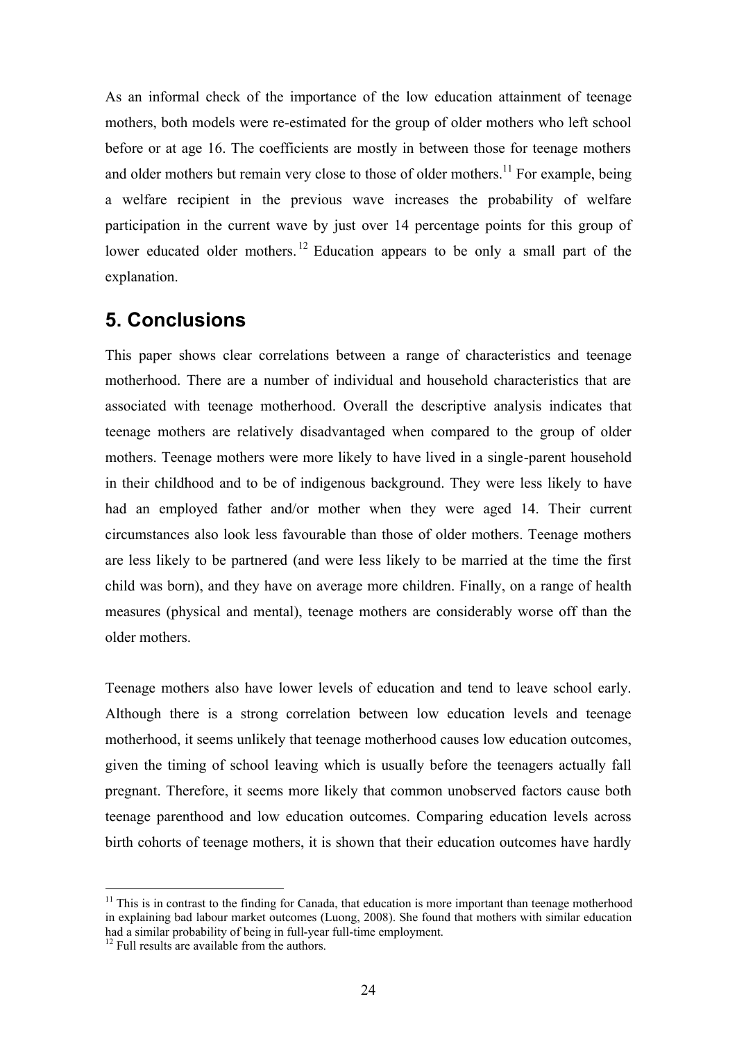As an informal check of the importance of the low education attainment of teenage mothers, both models were re-estimated for the group of older mothers who left school before or at age 16. The coefficients are mostly in between those for teenage mothers and older mothers but remain very close to those of older mothers.[11] For example, being a welfare recipient in the previous wave increases the probability of welfare participation in the current wave by just over 14 percentage points for this group of lower educated older mothers.[12] Education appears to be only a small part of the explanation.

## 5. Conclusions

This paper shows clear correlations between a range of characteristics and teenage motherhood. There are a number of individual and household characteristics that are associated with teenage motherhood. Overall the descriptive analysis indicates that teenage mothers are relatively disadvantaged when compared to the group of older mothers. Teenage mothers were more likely to have lived in a single-parent household in their childhood and to be of indigenous background. They were less likely to have had an employed father and/or mother when they were aged 14. Their current circumstances also look less favourable than those of older mothers. Teenage mothers are less likely to be partnered (and were less likely to be married at the time the first child was born), and they have on average more children. Finally, on a range of health measures (physical and mental), teenage mothers are considerably worse off than the older mothers.

Teenage mothers also have lower levels of education and tend to leave school early. Although there is a strong correlation between low education levels and teenage motherhood, it seems unlikely that teenage motherhood causes low education outcomes, given the timing of school leaving which is usually before the teenagers actually fall pregnant. Therefore, it seems more likely that common unobserved factors cause both teenage parenthood and low education outcomes. Comparing education levels across birth cohorts of teenage mothers, it is shown that their education outcomes have hardly

[11] This is in contrast to the finding for Canada, that education is more important than teenage motherhood in explaining bad labour market outcomes (Luong, 2008). She found that mothers with similar education had a similar probability of being in full-year full-time employment.

[12] Full results are available from the authors.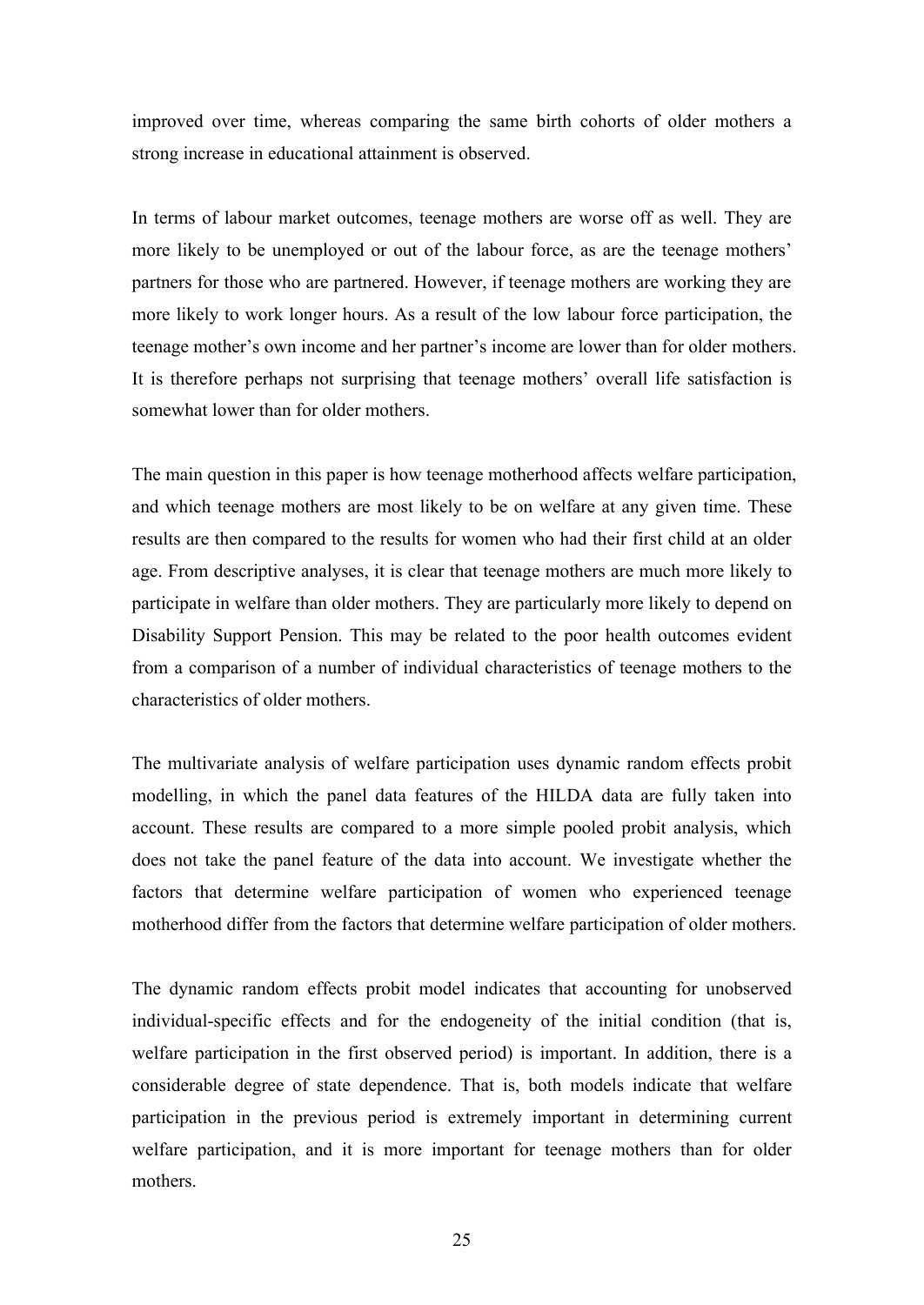improved over time, whereas comparing the same birth cohorts of older mothers a strong increase in educational attainment is observed.

In terms of labour market outcomes, teenage mothers are worse off as well. They are more likely to be unemployed or out of the labour force, as are the teenage mothers' partners for those who are partnered. However, if teenage mothers are working they are more likely to work longer hours. As a result of the low labour force participation, the teenage mother's own income and her partner's income are lower than for older mothers. It is therefore perhaps not surprising that teenage mothers' overall life satisfaction is somewhat lower than for older mothers.

The main question in this paper is how teenage motherhood affects welfare participation, and which teenage mothers are most likely to be on welfare at any given time. These results are then compared to the results for women who had their first child at an older age. From descriptive analyses, it is clear that teenage mothers are much more likely to participate in welfare than older mothers. They are particularly more likely to depend on Disability Support Pension. This may be related to the poor health outcomes evident from a comparison of a number of individual characteristics of teenage mothers to the characteristics of older mothers.

The multivariate analysis of welfare participation uses dynamic random effects probit modelling, in which the panel data features of the HILDA data are fully taken into account. These results are compared to a more simple pooled probit analysis, which does not take the panel feature of the data into account. We investigate whether the factors that determine welfare participation of women who experienced teenage motherhood differ from the factors that determine welfare participation of older mothers.

The dynamic random effects probit model indicates that accounting for unobserved individual-specific effects and for the endogeneity of the initial condition (that is, welfare participation in the first observed period) is important. In addition, there is a considerable degree of state dependence. That is, both models indicate that welfare participation in the previous period is extremely important in determining current welfare participation, and it is more important for teenage mothers than for older mothers.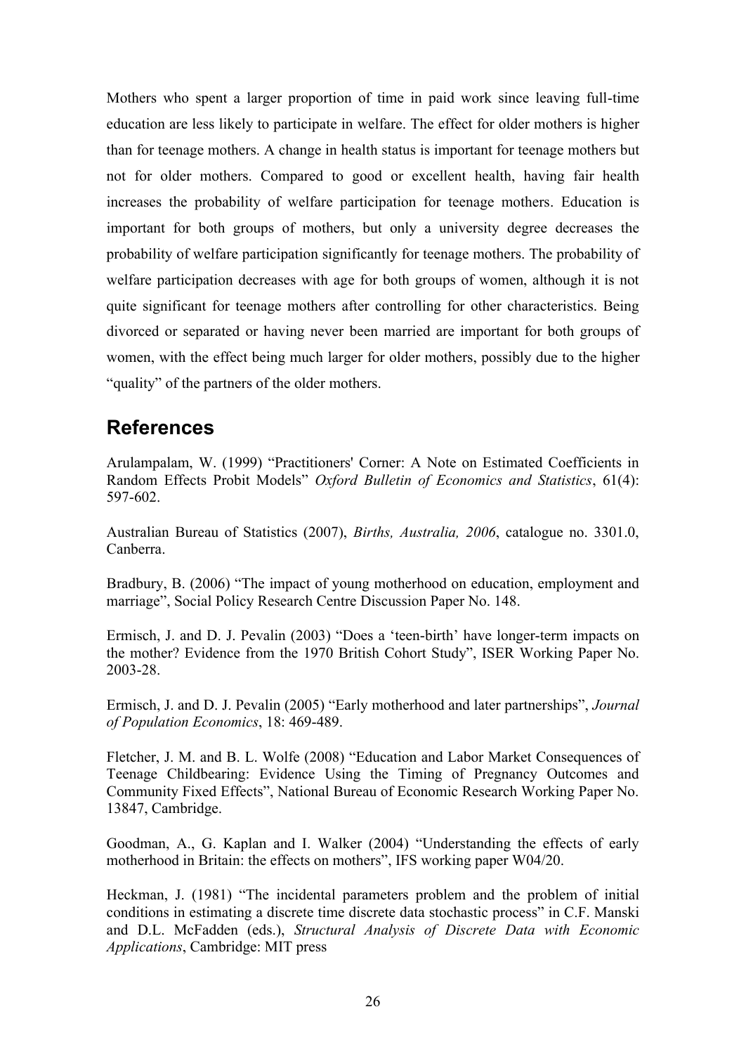Mothers who spent a larger proportion of time in paid work since leaving full-time education are less likely to participate in welfare. The effect for older mothers is higher than for teenage mothers. A change in health status is important for teenage mothers but not for older mothers. Compared to good or excellent health, having fair health increases the probability of welfare participation for teenage mothers. Education is important for both groups of mothers, but only a university degree decreases the probability of welfare participation significantly for teenage mothers. The probability of welfare participation decreases with age for both groups of women, although it is not quite significant for teenage mothers after controlling for other characteristics. Being divorced or separated or having never been married are important for both groups of women, with the effect being much larger for older mothers, possibly due to the higher "quality" of the partners of the older mothers.

## References

Arulampalam, W. (1999) "Practitioners' Corner: A Note on Estimated Coefficients in Random Effects Probit Models" *Oxford Bulletin of Economics and Statistics*, 61(4): 597-602.

Australian Bureau of Statistics (2007), *Births, Australia, 2006*, catalogue no. 3301.0, Canberra.

Bradbury, B. (2006) "The impact of young motherhood on education, employment and marriage", Social Policy Research Centre Discussion Paper No. 148.

Ermisch, J. and D. J. Pevalin (2003) "Does a 'teen-birth' have longer-term impacts on the mother? Evidence from the 1970 British Cohort Study", ISER Working Paper No. 2003-28.

Ermisch, J. and D. J. Pevalin (2005) "Early motherhood and later partnerships", *Journal of Population Economics*, 18: 469-489.

Fletcher, J. M. and B. L. Wolfe (2008) "Education and Labor Market Consequences of Teenage Childbearing: Evidence Using the Timing of Pregnancy Outcomes and Community Fixed Effects", National Bureau of Economic Research Working Paper No. 13847, Cambridge.

Goodman, A., G. Kaplan and I. Walker (2004) "Understanding the effects of early motherhood in Britain: the effects on mothers", IFS working paper W04/20.

Heckman, J. (1981) "The incidental parameters problem and the problem of initial conditions in estimating a discrete time discrete data stochastic process" in C.F. Manski and D.L. McFadden (eds.), *Structural Analysis of Discrete Data with Economic Applications*, Cambridge: MIT press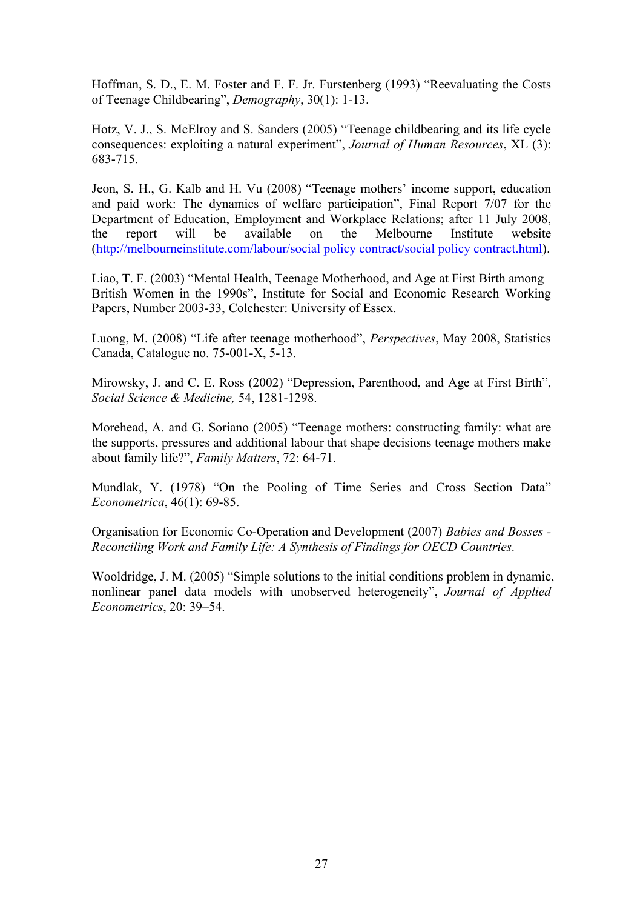Hoffman, S. D., E. M. Foster and F. F. Jr. Furstenberg (1993) “Reevaluating the Costs of Teenage Childbearing”, *Demography*, 30(1): 1-13.

Hotz, V. J., S. McElroy and S. Sanders (2005) “Teenage childbearing and its life cycle consequences: exploiting a natural experiment”, *Journal of Human Resources*, XL (3): 683-715.

Jeon, S. H., G. Kalb and H. Vu (2008) “Teenage mothers’ income support, education and paid work: The dynamics of welfare participation”, Final Report 7/07 for the Department of Education, Employment and Workplace Relations; after 11 July 2008, the report will be available on the Melbourne Institute website (http://melbourneinstitute.com/labour/social policy contract/social policy contract.html).

Liao, T. F. (2003) “Mental Health, Teenage Motherhood, and Age at First Birth among British Women in the 1990s”, Institute for Social and Economic Research Working Papers, Number 2003-33, Colchester: University of Essex.

Luong, M. (2008) “Life after teenage motherhood”, *Perspectives*, May 2008, Statistics Canada, Catalogue no. 75-001-X, 5-13.

Mirowsky, J. and C. E. Ross (2002) “Depression, Parenthood, and Age at First Birth”, *Social Science & Medicine,* 54, 1281-1298.

Morehead, A. and G. Soriano (2005) “Teenage mothers: constructing family: what are the supports, pressures and additional labour that shape decisions teenage mothers make about family life?”, *Family Matters*, 72: 64-71.

Mundlak, Y. (1978) “On the Pooling of Time Series and Cross Section Data” *Econometrica*, 46(1): 69-85.

Organisation for Economic Co-Operation and Development (2007) *Babies and Bosses - Reconciling Work and Family Life: A Synthesis of Findings for OECD Countries.*

Wooldridge, J. M. (2005) “Simple solutions to the initial conditions problem in dynamic, nonlinear panel data models with unobserved heterogeneity”, *Journal of Applied Econometrics*, 20: 39–54.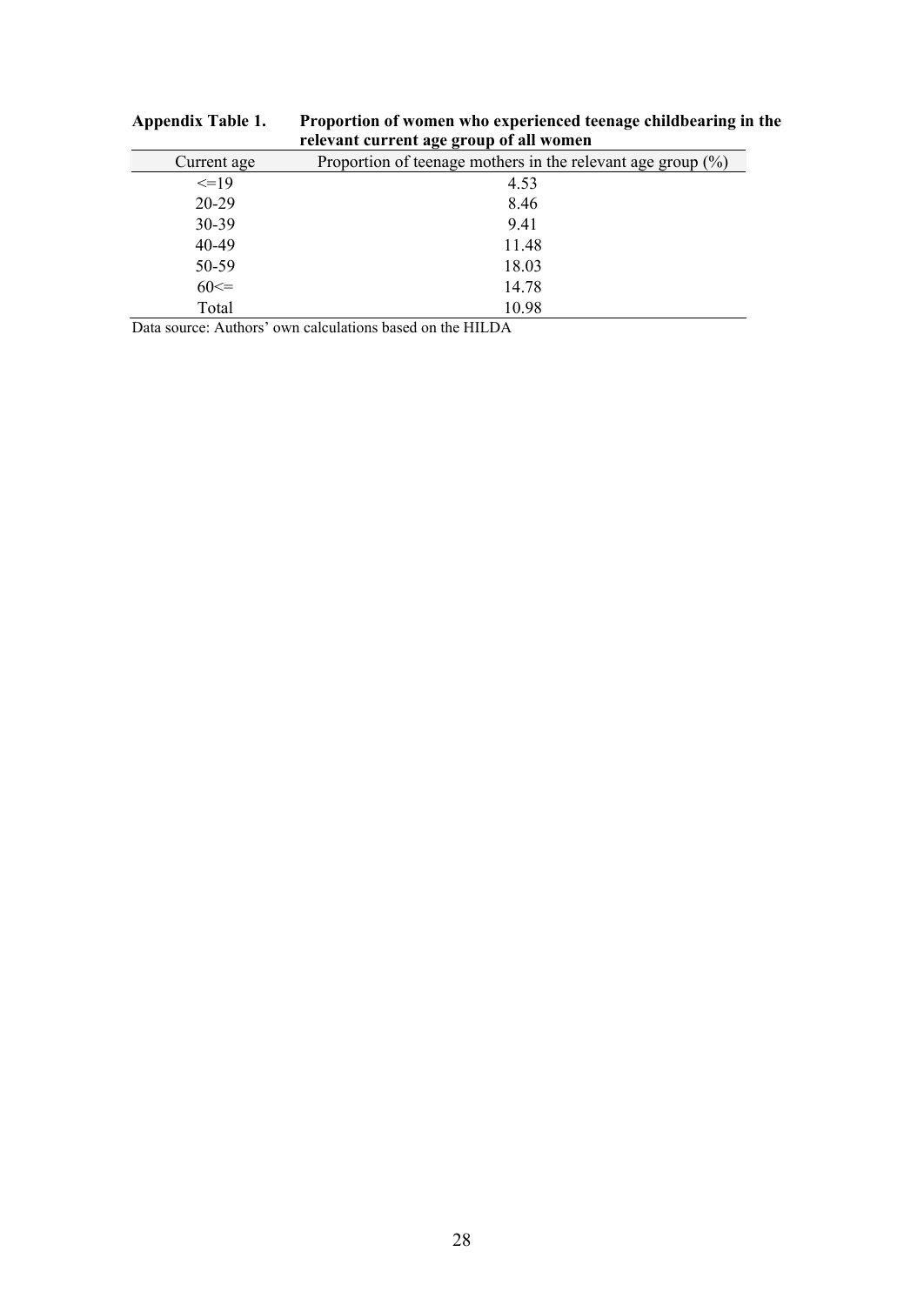**Appendix Table 1. Proportion of women who experienced teenage childbearing in the relevant current age group of all women**

| Current age | Proportion of teenage mothers in the relevant age group (%) |
| --- | --- |
| <=19 | 4.53 |
| 20-29 | 8.46 |
| 30-39 | 9.41 |
| 40-49 | 11.48 |
| 50-59 | 18.03 |
| 60<= | 14.78 |
| Total | 10.98 |

Data source: Authors' own calculations based on the HILDA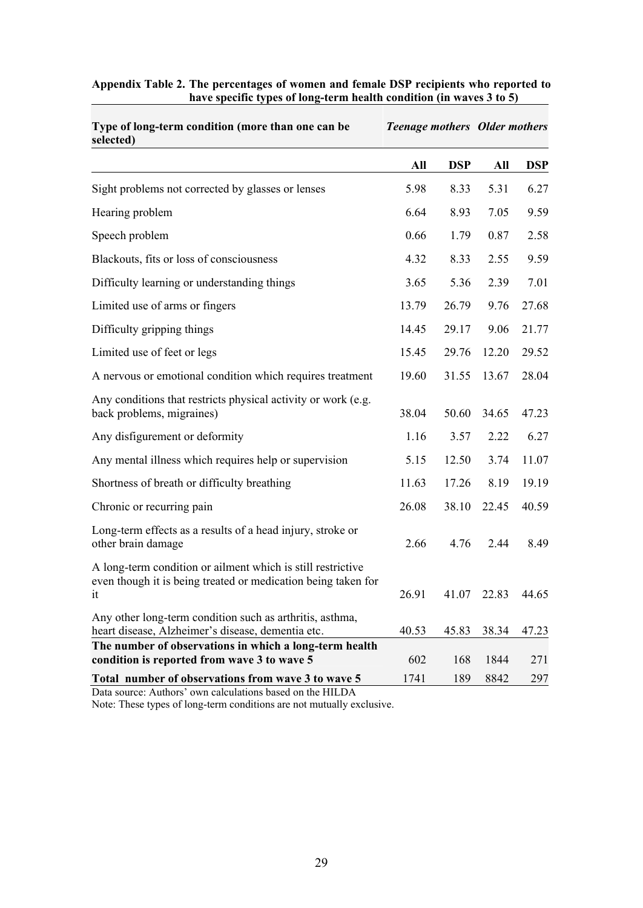**Appendix Table 2. The percentages of women and female DSP recipients who reported to have specific types of long-term health condition (in waves 3 to 5)**

| Type of long-term condition (more than one can be selected) | *Teenage mothers* | | *Older mothers* | |
|---|---|---|---|---|
| | **All** | **DSP** | **All** | **DSP** |
| Sight problems not corrected by glasses or lenses | 5.98 | 8.33 | 5.31 | 6.27 |
| Hearing problem | 6.64 | 8.93 | 7.05 | 9.59 |
| Speech problem | 0.66 | 1.79 | 0.87 | 2.58 |
| Blackouts, fits or loss of consciousness | 4.32 | 8.33 | 2.55 | 9.59 |
| Difficulty learning or understanding things | 3.65 | 5.36 | 2.39 | 7.01 |
| Limited use of arms or fingers | 13.79 | 26.79 | 9.76 | 27.68 |
| Difficulty gripping things | 14.45 | 29.17 | 9.06 | 21.77 |
| Limited use of feet or legs | 15.45 | 29.76 | 12.20 | 29.52 |
| A nervous or emotional condition which requires treatment | 19.60 | 31.55 | 13.67 | 28.04 |
| Any conditions that restricts physical activity or work (e.g. back problems, migraines) | 38.04 | 50.60 | 34.65 | 47.23 |
| Any disfigurement or deformity | 1.16 | 3.57 | 2.22 | 6.27 |
| Any mental illness which requires help or supervision | 5.15 | 12.50 | 3.74 | 11.07 |
| Shortness of breath or difficulty breathing | 11.63 | 17.26 | 8.19 | 19.19 |
| Chronic or recurring pain | 26.08 | 38.10 | 22.45 | 40.59 |
| Long-term effects as a results of a head injury, stroke or other brain damage | 2.66 | 4.76 | 2.44 | 8.49 |
| A long-term condition or ailment which is still restrictive even though it is being treated or medication being taken for it | 26.91 | 41.07 | 22.83 | 44.65 |
| Any other long-term condition such as arthritis, asthma, heart disease, Alzheimer's disease, dementia etc. | 40.53 | 45.83 | 38.34 | 47.23 |
| **The number of observations in which a long-term health condition is reported from wave 3 to wave 5** | 602 | 168 | 1844 | 271 |
| **Total number of observations from wave 3 to wave 5** | 1741 | 189 | 8842 | 297 |

Data source: Authors' own calculations based on the HILDA

Note: These types of long-term conditions are not mutually exclusive.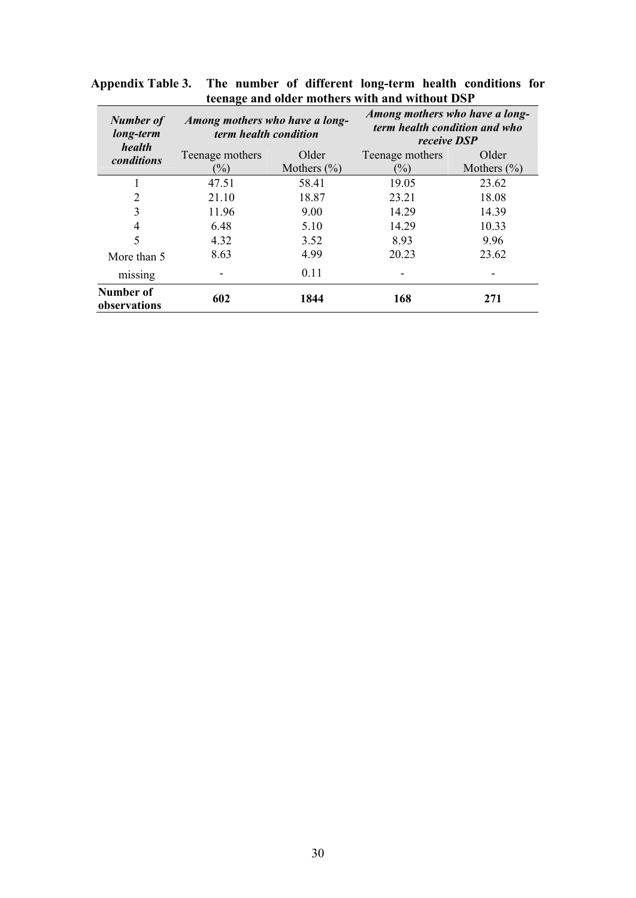**Appendix Table 3. The number of different long-term health conditions for teenage and older mothers with and without DSP**

| *Number of long-term health conditions* | *Among mothers who have a long-term health condition* | | *Among mothers who have a long-term health condition and who receive DSP* | |
|---|---|---|---|---|
| | Teenage mothers (%) | Older Mothers (%) | Teenage mothers (%) | Older Mothers (%) |
| 1 | 47.51 | 58.41 | 19.05 | 23.62 |
| 2 | 21.10 | 18.87 | 23.21 | 18.08 |
| 3 | 11.96 | 9.00 | 14.29 | 14.39 |
| 4 | 6.48 | 5.10 | 14.29 | 10.33 |
| 5 | 4.32 | 3.52 | 8.93 | 9.96 |
| More than 5 | 8.63 | 4.99 | 20.23 | 23.62 |
| missing | - | 0.11 | - | - |
| **Number of observations** | **602** | **1844** | **168** | **271** |